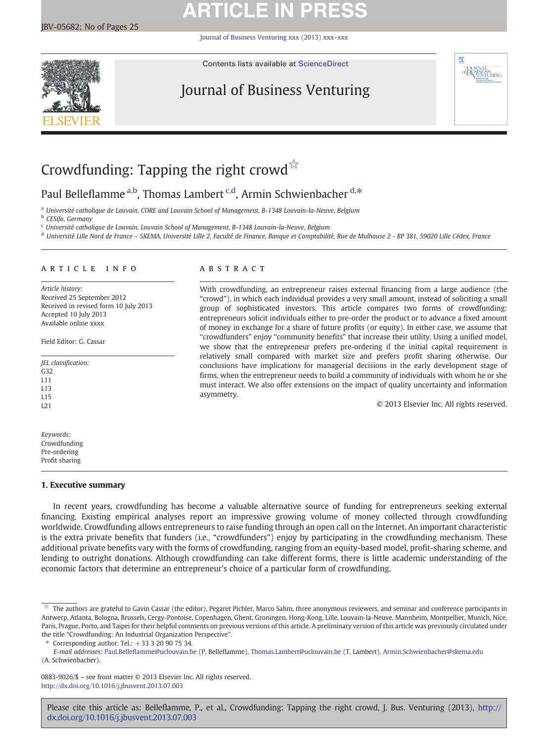# Crowdfunding: Tapping the right crowd ☆

Paul Belleflamme [a,b], Thomas Lambert [c,d], Armin Schwienbacher [d,*]

[a] Université catholique de Louvain, CORE and Louvain School of Management, B-1348 Louvain-la-Neuve, Belgium

[b] CESifo, Germany

[c] Université catholique de Louvain, Louvain School of Management, B-1348 Louvain-la-Neuve, Belgium

[d] Université Lille Nord de France – SKEMA, Université Lille 2, Faculté de Finance, Banque et Comptabilité, Rue de Mulhouse 2 - BP 381, 59020 Lille Cédex, France

## ARTICLE INFO

*Article history:*
Received 25 September 2012
Received in revised form 10 July 2013
Accepted 10 July 2013
Available online xxxx

Field Editor: G. Cassar

*JEL classification:*
G32
L11
L13
L15
L21

*Keywords:*
Crowdfunding
Pre-ordering
Profit sharing

## ABSTRACT

With crowdfunding, an entrepreneur raises external financing from a large audience (the "crowd"), in which each individual provides a very small amount, instead of soliciting a small group of sophisticated investors. This article compares two forms of crowdfunding: entrepreneurs solicit individuals either to pre-order the product or to advance a fixed amount of money in exchange for a share of future profits (or equity). In either case, we assume that "crowdfunders" enjoy "community benefits" that increase their utility. Using a unified model, we show that the entrepreneur prefers pre-ordering if the initial capital requirement is relatively small compared with market size and prefers profit sharing otherwise. Our conclusions have implications for managerial decisions in the early development stage of firms, when the entrepreneur needs to build a community of individuals with whom he or she must interact. We also offer extensions on the impact of quality uncertainty and information asymmetry.

© 2013 Elsevier Inc. All rights reserved.

## 1. Executive summary

In recent years, crowdfunding has become a valuable alternative source of funding for entrepreneurs seeking external financing. Existing empirical analyses report an impressive growing volume of money collected through crowdfunding worldwide. Crowdfunding allows entrepreneurs to raise funding through an open call on the Internet. An important characteristic is the extra private benefits that funders (i.e., "crowdfunders") enjoy by participating in the crowdfunding mechanism. These additional private benefits vary with the forms of crowdfunding, ranging from an equity-based model, profit-sharing scheme, and lending to outright donations. Although crowdfunding can take different forms, there is little academic understanding of the economic factors that determine an entrepreneur's choice of a particular form of crowdfunding.

☆ The authors are grateful to Gavin Cassar (the editor), Pegaret Pichler, Marco Sahm, three anonymous reviewers, and seminar and conference participants in Antwerp, Atlanta, Bologna, Brussels, Cergy-Pontoise, Copenhagen, Ghent, Groningen, Hong-Kong, Lille, Louvain-la-Neuve, Mannheim, Montpellier, Munich, Nice, Paris, Prague, Porto, and Taipei for their helpful comments on previous versions of this article. A preliminary version of this article was previously circulated under the title "Crowdfunding: An Industrial Organization Perspective".

\* Corresponding author. Tel.: +33 3 20 90 75 34.
*E-mail addresses:* Paul.Belleflamme@uclouvain.be (P. Belleflamme), Thomas.Lambert@uclouvain.be (T. Lambert), Armin.Schwienbacher@skema.edu (A. Schwienbacher).

0883-9026/$ – see front matter © 2013 Elsevier Inc. All rights reserved.
http://dx.doi.org/10.1016/j.jbusvent.2013.07.003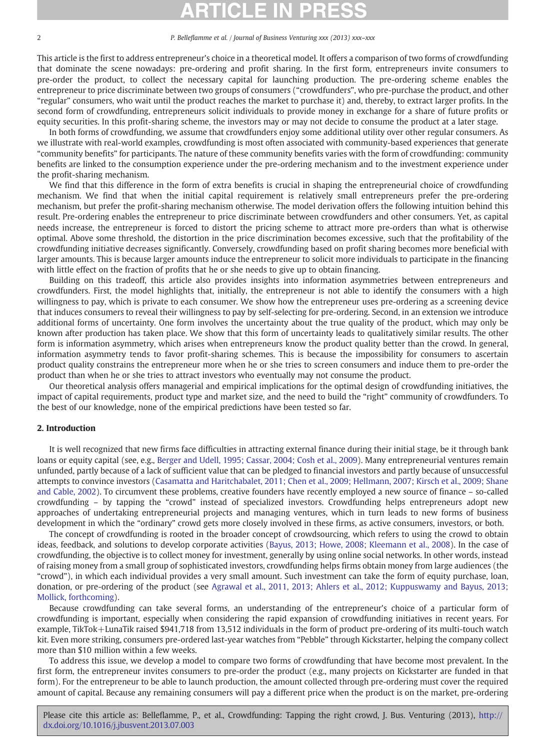This article is the first to address entrepreneur's choice in a theoretical model. It offers a comparison of two forms of crowdfunding that dominate the scene nowadays: pre-ordering and profit sharing. In the first form, entrepreneurs invite consumers to pre-order the product, to collect the necessary capital for launching production. The pre-ordering scheme enables the entrepreneur to price discriminate between two groups of consumers ("crowdfunders", who pre-purchase the product, and other "regular" consumers, who wait until the product reaches the market to purchase it) and, thereby, to extract larger profits. In the second form of crowdfunding, entrepreneurs solicit individuals to provide money in exchange for a share of future profits or equity securities. In this profit-sharing scheme, the investors may or may not decide to consume the product at a later stage.

In both forms of crowdfunding, we assume that crowdfunders enjoy some additional utility over other regular consumers. As we illustrate with real-world examples, crowdfunding is most often associated with community-based experiences that generate "community benefits" for participants. The nature of these community benefits varies with the form of crowdfunding: community benefits are linked to the consumption experience under the pre-ordering mechanism and to the investment experience under the profit-sharing mechanism.

We find that this difference in the form of extra benefits is crucial in shaping the entrepreneurial choice of crowdfunding mechanism. We find that when the initial capital requirement is relatively small entrepreneurs prefer the pre-ordering mechanism, but prefer the profit-sharing mechanism otherwise. The model derivation offers the following intuition behind this result. Pre-ordering enables the entrepreneur to price discriminate between crowdfunders and other consumers. Yet, as capital needs increase, the entrepreneur is forced to distort the pricing scheme to attract more pre-orders than what is otherwise optimal. Above some threshold, the distortion in the price discrimination becomes excessive, such that the profitability of the crowdfunding initiative decreases significantly. Conversely, crowdfunding based on profit sharing becomes more beneficial with larger amounts. This is because larger amounts induce the entrepreneur to solicit more individuals to participate in the financing with little effect on the fraction of profits that he or she needs to give up to obtain financing.

Building on this tradeoff, this article also provides insights into information asymmetries between entrepreneurs and crowdfunders. First, the model highlights that, initially, the entrepreneur is not able to identify the consumers with a high willingness to pay, which is private to each consumer. We show how the entrepreneur uses pre-ordering as a screening device that induces consumers to reveal their willingness to pay by self-selecting for pre-ordering. Second, in an extension we introduce additional forms of uncertainty. One form involves the uncertainty about the true quality of the product, which may only be known after production has taken place. We show that this form of uncertainty leads to qualitatively similar results. The other form is information asymmetry, which arises when entrepreneurs know the product quality better than the crowd. In general, information asymmetry tends to favor profit-sharing schemes. This is because the impossibility for consumers to ascertain product quality constrains the entrepreneur more when he or she tries to screen consumers and induce them to pre-order the product than when he or she tries to attract investors who eventually may not consume the product.

Our theoretical analysis offers managerial and empirical implications for the optimal design of crowdfunding initiatives, the impact of capital requirements, product type and market size, and the need to build the "right" community of crowdfunders. To the best of our knowledge, none of the empirical predictions have been tested so far.

## 2. Introduction

It is well recognized that new firms face difficulties in attracting external finance during their initial stage, be it through bank loans or equity capital (see, e.g., Berger and Udell, 1995; Cassar, 2004; Cosh et al., 2009). Many entrepreneurial ventures remain unfunded, partly because of a lack of sufficient value that can be pledged to financial investors and partly because of unsuccessful attempts to convince investors (Casamatta and Haritchabalet, 2011; Chen et al., 2009; Hellmann, 2007; Kirsch et al., 2009; Shane and Cable, 2002). To circumvent these problems, creative founders have recently employed a new source of finance – so-called crowdfunding – by tapping the "crowd" instead of specialized investors. Crowdfunding helps entrepreneurs adopt new approaches of undertaking entrepreneurial projects and managing ventures, which in turn leads to new forms of business development in which the "ordinary" crowd gets more closely involved in these firms, as active consumers, investors, or both.

The concept of crowdfunding is rooted in the broader concept of crowdsourcing, which refers to using the crowd to obtain ideas, feedback, and solutions to develop corporate activities (Bayus, 2013; Howe, 2008; Kleemann et al., 2008). In the case of crowdfunding, the objective is to collect money for investment, generally by using online social networks. In other words, instead of raising money from a small group of sophisticated investors, crowdfunding helps firms obtain money from large audiences (the "crowd"), in which each individual provides a very small amount. Such investment can take the form of equity purchase, loan, donation, or pre-ordering of the product (see Agrawal et al., 2011, 2013; Ahlers et al., 2012; Kuppuswamy and Bayus, 2013; Mollick, forthcoming).

Because crowdfunding can take several forms, an understanding of the entrepreneur's choice of a particular form of crowdfunding is important, especially when considering the rapid expansion of crowdfunding initiatives in recent years. For example, TikTok+LunaTik raised $941,718 from 13,512 individuals in the form of product pre-ordering of its multi-touch watch kit. Even more striking, consumers pre-ordered last-year watches from "Pebble" through Kickstarter, helping the company collect more than $10 million within a few weeks.

To address this issue, we develop a model to compare two forms of crowdfunding that have become most prevalent. In the first form, the entrepreneur invites consumers to pre-order the product (e.g., many projects on Kickstarter are funded in that form). For the entrepreneur to be able to launch production, the amount collected through pre-ordering must cover the required amount of capital. Because any remaining consumers will pay a different price when the product is on the market, pre-ordering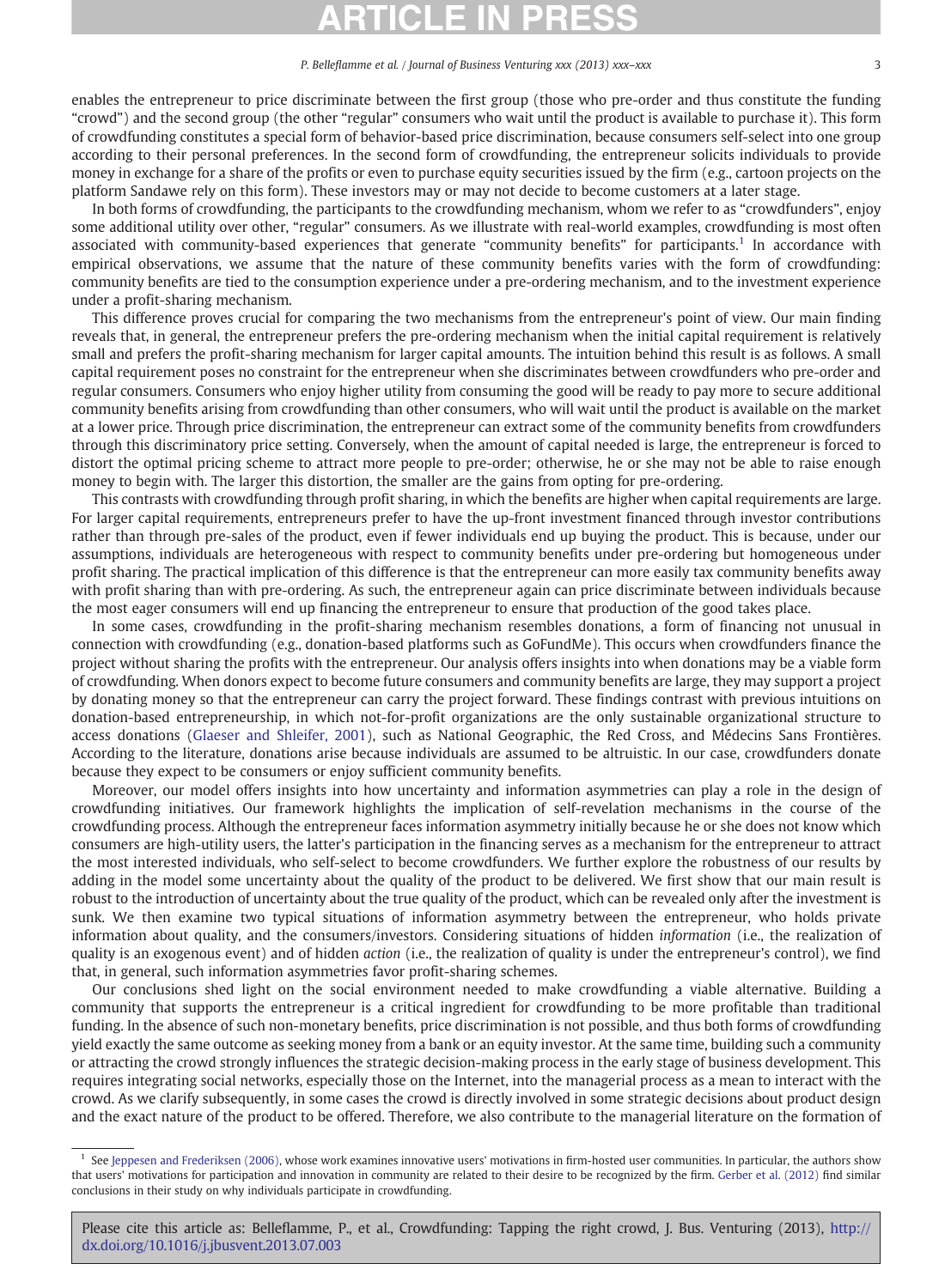enables the entrepreneur to price discriminate between the first group (those who pre-order and thus constitute the funding "crowd") and the second group (the other "regular" consumers who wait until the product is available to purchase it). This form of crowdfunding constitutes a special form of behavior-based price discrimination, because consumers self-select into one group according to their personal preferences. In the second form of crowdfunding, the entrepreneur solicits individuals to provide money in exchange for a share of the profits or even to purchase equity securities issued by the firm (e.g., cartoon projects on the platform Sandawe rely on this form). These investors may or may not decide to become customers at a later stage.

In both forms of crowdfunding, the participants to the crowdfunding mechanism, whom we refer to as "crowdfunders", enjoy some additional utility over other, "regular" consumers. As we illustrate with real-world examples, crowdfunding is most often associated with community-based experiences that generate "community benefits" for participants.[1] In accordance with empirical observations, we assume that the nature of these community benefits varies with the form of crowdfunding: community benefits are tied to the consumption experience under a pre-ordering mechanism, and to the investment experience under a profit-sharing mechanism.

This difference proves crucial for comparing the two mechanisms from the entrepreneur's point of view. Our main finding reveals that, in general, the entrepreneur prefers the pre-ordering mechanism when the initial capital requirement is relatively small and prefers the profit-sharing mechanism for larger capital amounts. The intuition behind this result is as follows. A small capital requirement poses no constraint for the entrepreneur when she discriminates between crowdfunders who pre-order and regular consumers. Consumers who enjoy higher utility from consuming the good will be ready to pay more to secure additional community benefits arising from crowdfunding than other consumers, who will wait until the product is available on the market at a lower price. Through price discrimination, the entrepreneur can extract some of the community benefits from crowdfunders through this discriminatory price setting. Conversely, when the amount of capital needed is large, the entrepreneur is forced to distort the optimal pricing scheme to attract more people to pre-order; otherwise, he or she may not be able to raise enough money to begin with. The larger this distortion, the smaller are the gains from opting for pre-ordering.

This contrasts with crowdfunding through profit sharing, in which the benefits are higher when capital requirements are large. For larger capital requirements, entrepreneurs prefer to have the up-front investment financed through investor contributions rather than through pre-sales of the product, even if fewer individuals end up buying the product. This is because, under our assumptions, individuals are heterogeneous with respect to community benefits under pre-ordering but homogeneous under profit sharing. The practical implication of this difference is that the entrepreneur can more easily tax community benefits away with profit sharing than with pre-ordering. As such, the entrepreneur again can price discriminate between individuals because the most eager consumers will end up financing the entrepreneur to ensure that production of the good takes place.

In some cases, crowdfunding in the profit-sharing mechanism resembles donations, a form of financing not unusual in connection with crowdfunding (e.g., donation-based platforms such as GoFundMe). This occurs when crowdfunders finance the project without sharing the profits with the entrepreneur. Our analysis offers insights into when donations may be a viable form of crowdfunding. When donors expect to become future consumers and community benefits are large, they may support a project by donating money so that the entrepreneur can carry the project forward. These findings contrast with previous intuitions on donation-based entrepreneurship, in which not-for-profit organizations are the only sustainable organizational structure to access donations (Glaeser and Shleifer, 2001), such as National Geographic, the Red Cross, and Médecins Sans Frontières. According to the literature, donations arise because individuals are assumed to be altruistic. In our case, crowdfunders donate because they expect to be consumers or enjoy sufficient community benefits.

Moreover, our model offers insights into how uncertainty and information asymmetries can play a role in the design of crowdfunding initiatives. Our framework highlights the implication of self-revelation mechanisms in the course of the crowdfunding process. Although the entrepreneur faces information asymmetry initially because he or she does not know which consumers are high-utility users, the latter's participation in the financing serves as a mechanism for the entrepreneur to attract the most interested individuals, who self-select to become crowdfunders. We further explore the robustness of our results by adding in the model some uncertainty about the quality of the product to be delivered. We first show that our main result is robust to the introduction of uncertainty about the true quality of the product, which can be revealed only after the investment is sunk. We then examine two typical situations of information asymmetry between the entrepreneur, who holds private information about quality, and the consumers/investors. Considering situations of hidden *information* (i.e., the realization of quality is an exogenous event) and of hidden *action* (i.e., the realization of quality is under the entrepreneur's control), we find that, in general, such information asymmetries favor profit-sharing schemes.

Our conclusions shed light on the social environment needed to make crowdfunding a viable alternative. Building a community that supports the entrepreneur is a critical ingredient for crowdfunding to be more profitable than traditional funding. In the absence of such non-monetary benefits, price discrimination is not possible, and thus both forms of crowdfunding yield exactly the same outcome as seeking money from a bank or an equity investor. At the same time, building such a community or attracting the crowd strongly influences the strategic decision-making process in the early stage of business development. This requires integrating social networks, especially those on the Internet, into the managerial process as a mean to interact with the crowd. As we clarify subsequently, in some cases the crowd is directly involved in some strategic decisions about product design and the exact nature of the product to be offered. Therefore, we also contribute to the managerial literature on the formation of

[1] See Jeppesen and Frederiksen (2006), whose work examines innovative users' motivations in firm-hosted user communities. In particular, the authors show that users' motivations for participation and innovation in community are related to their desire to be recognized by the firm. Gerber et al. (2012) find similar conclusions in their study on why individuals participate in crowdfunding.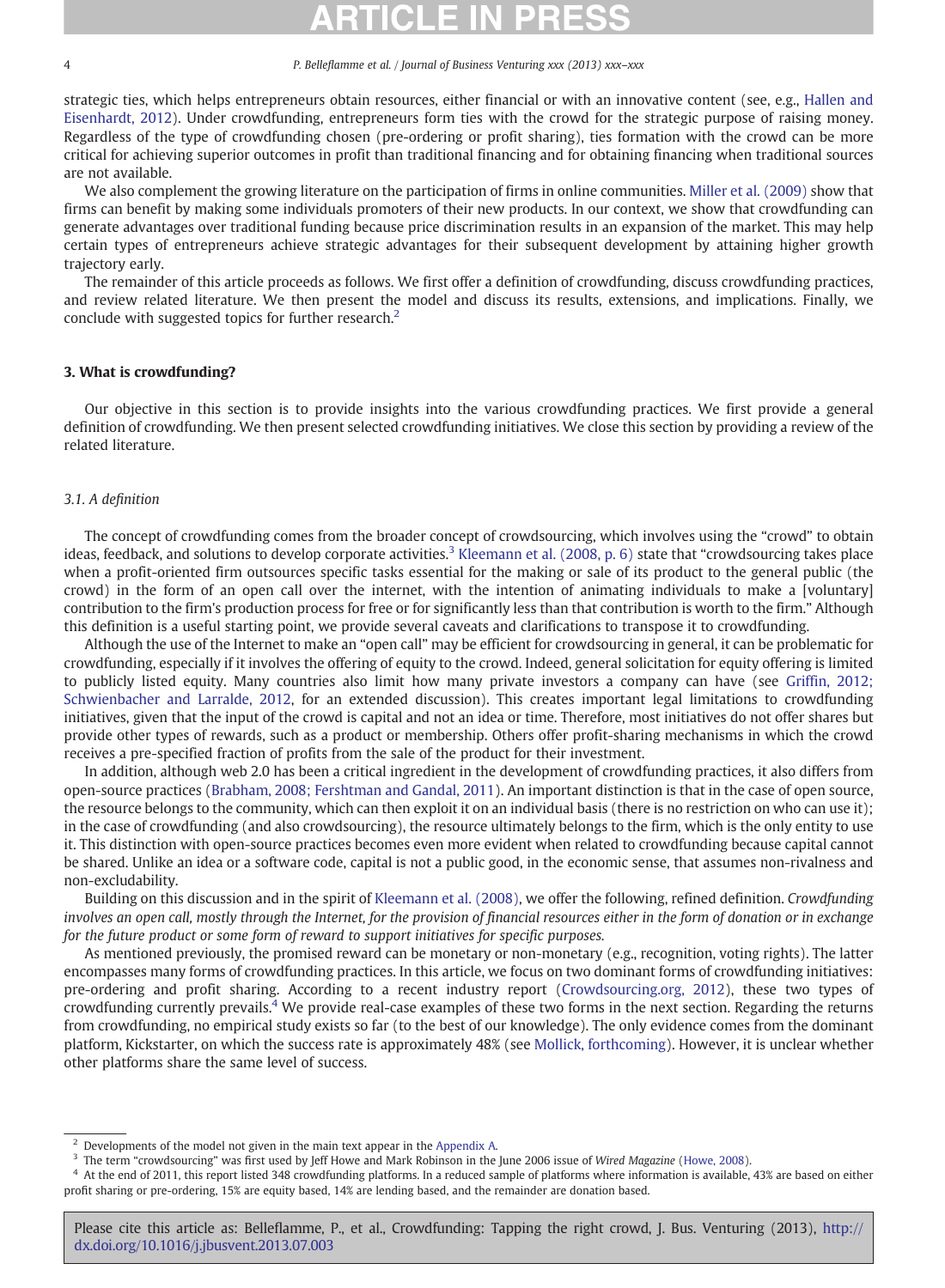strategic ties, which helps entrepreneurs obtain resources, either financial or with an innovative content (see, e.g., Hallen and Eisenhardt, 2012). Under crowdfunding, entrepreneurs form ties with the crowd for the strategic purpose of raising money. Regardless of the type of crowdfunding chosen (pre-ordering or profit sharing), ties formation with the crowd can be more critical for achieving superior outcomes in profit than traditional financing and for obtaining financing when traditional sources are not available.

We also complement the growing literature on the participation of firms in online communities. Miller et al. (2009) show that firms can benefit by making some individuals promoters of their new products. In our context, we show that crowdfunding can generate advantages over traditional funding because price discrimination results in an expansion of the market. This may help certain types of entrepreneurs achieve strategic advantages for their subsequent development by attaining higher growth trajectory early.

The remainder of this article proceeds as follows. We first offer a definition of crowdfunding, discuss crowdfunding practices, and review related literature. We then present the model and discuss its results, extensions, and implications. Finally, we conclude with suggested topics for further research.[2]

## 3. What is crowdfunding?

Our objective in this section is to provide insights into the various crowdfunding practices. We first provide a general definition of crowdfunding. We then present selected crowdfunding initiatives. We close this section by providing a review of the related literature.

### 3.1. A definition

The concept of crowdfunding comes from the broader concept of crowdsourcing, which involves using the "crowd" to obtain ideas, feedback, and solutions to develop corporate activities.[3] Kleemann et al. (2008, p. 6) state that "crowdsourcing takes place when a profit-oriented firm outsources specific tasks essential for the making or sale of its product to the general public (the crowd) in the form of an open call over the internet, with the intention of animating individuals to make a [voluntary] contribution to the firm's production process for free or for significantly less than that contribution is worth to the firm." Although this definition is a useful starting point, we provide several caveats and clarifications to transpose it to crowdfunding.

Although the use of the Internet to make an "open call" may be efficient for crowdsourcing in general, it can be problematic for crowdfunding, especially if it involves the offering of equity to the crowd. Indeed, general solicitation for equity offering is limited to publicly listed equity. Many countries also limit how many private investors a company can have (see Griffin, 2012; Schwienbacher and Larralde, 2012, for an extended discussion). This creates important legal limitations to crowdfunding initiatives, given that the input of the crowd is capital and not an idea or time. Therefore, most initiatives do not offer shares but provide other types of rewards, such as a product or membership. Others offer profit-sharing mechanisms in which the crowd receives a pre-specified fraction of profits from the sale of the product for their investment.

In addition, although web 2.0 has been a critical ingredient in the development of crowdfunding practices, it also differs from open-source practices (Brabham, 2008; Fershtman and Gandal, 2011). An important distinction is that in the case of open source, the resource belongs to the community, which can then exploit it on an individual basis (there is no restriction on who can use it); in the case of crowdfunding (and also crowdsourcing), the resource ultimately belongs to the firm, which is the only entity to use it. This distinction with open-source practices becomes even more evident when related to crowdfunding because capital cannot be shared. Unlike an idea or a software code, capital is not a public good, in the economic sense, that assumes non-rivalness and non-excludability.

Building on this discussion and in the spirit of Kleemann et al. (2008), we offer the following, refined definition. *Crowdfunding involves an open call, mostly through the Internet, for the provision of financial resources either in the form of donation or in exchange for the future product or some form of reward to support initiatives for specific purposes.*

As mentioned previously, the promised reward can be monetary or non-monetary (e.g., recognition, voting rights). The latter encompasses many forms of crowdfunding practices. In this article, we focus on two dominant forms of crowdfunding initiatives: pre-ordering and profit sharing. According to a recent industry report (Crowdsourcing.org, 2012), these two types of crowdfunding currently prevails.[4] We provide real-case examples of these two forms in the next section. Regarding the returns from crowdfunding, no empirical study exists so far (to the best of our knowledge). The only evidence comes from the dominant platform, Kickstarter, on which the success rate is approximately 48% (see Mollick, forthcoming). However, it is unclear whether other platforms share the same level of success.

[2] Developments of the model not given in the main text appear in the Appendix A.

[3] The term "crowdsourcing" was first used by Jeff Howe and Mark Robinson in the June 2006 issue of *Wired Magazine* (Howe, 2008).

[4] At the end of 2011, this report listed 348 crowdfunding platforms. In a reduced sample of platforms where information is available, 43% are based on either profit sharing or pre-ordering, 15% are equity based, 14% are lending based, and the remainder are donation based.

Please cite this article as: Belleflamme, P., et al., Crowdfunding: Tapping the right crowd, J. Bus. Venturing (2013), http://dx.doi.org/10.1016/j.jbusvent.2013.07.003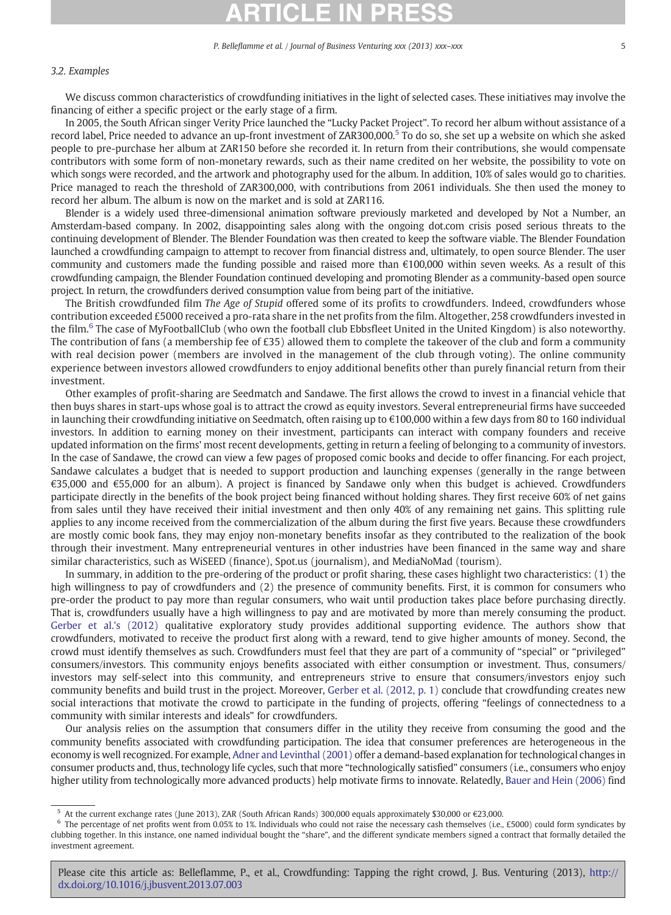### 3.2. Examples

We discuss common characteristics of crowdfunding initiatives in the light of selected cases. These initiatives may involve the financing of either a specific project or the early stage of a firm.

In 2005, the South African singer Verity Price launched the "Lucky Packet Project". To record her album without assistance of a record label, Price needed to advance an up-front investment of ZAR300,000.[5] To do so, she set up a website on which she asked people to pre-purchase her album at ZAR150 before she recorded it. In return from their contributions, she would compensate contributors with some form of non-monetary rewards, such as their name credited on her website, the possibility to vote on which songs were recorded, and the artwork and photography used for the album. In addition, 10% of sales would go to charities. Price managed to reach the threshold of ZAR300,000, with contributions from 2061 individuals. She then used the money to record her album. The album is now on the market and is sold at ZAR116.

Blender is a widely used three-dimensional animation software previously marketed and developed by Not a Number, an Amsterdam-based company. In 2002, disappointing sales along with the ongoing dot.com crisis posed serious threats to the continuing development of Blender. The Blender Foundation was then created to keep the software viable. The Blender Foundation launched a crowdfunding campaign to attempt to recover from financial distress and, ultimately, to open source Blender. The user community and customers made the funding possible and raised more than €100,000 within seven weeks. As a result of this crowdfunding campaign, the Blender Foundation continued developing and promoting Blender as a community-based open source project. In return, the crowdfunders derived consumption value from being part of the initiative.

The British crowdfunded film *The Age of Stupid* offered some of its profits to crowdfunders. Indeed, crowdfunders whose contribution exceeded £5000 received a pro-rata share in the net profits from the film. Altogether, 258 crowdfunders invested in the film.[6] The case of MyFootballClub (who own the football club Ebbsfleet United in the United Kingdom) is also noteworthy. The contribution of fans (a membership fee of £35) allowed them to complete the takeover of the club and form a community with real decision power (members are involved in the management of the club through voting). The online community experience between investors allowed crowdfunders to enjoy additional benefits other than purely financial return from their investment.

Other examples of profit-sharing are Seedmatch and Sandawe. The first allows the crowd to invest in a financial vehicle that then buys shares in start-ups whose goal is to attract the crowd as equity investors. Several entrepreneurial firms have succeeded in launching their crowdfunding initiative on Seedmatch, often raising up to €100,000 within a few days from 80 to 160 individual investors. In addition to earning money on their investment, participants can interact with company founders and receive updated information on the firms' most recent developments, getting in return a feeling of belonging to a community of investors. In the case of Sandawe, the crowd can view a few pages of proposed comic books and decide to offer financing. For each project, Sandawe calculates a budget that is needed to support production and launching expenses (generally in the range between €35,000 and €55,000 for an album). A project is financed by Sandawe only when this budget is achieved. Crowdfunders participate directly in the benefits of the book project being financed without holding shares. They first receive 60% of net gains from sales until they have received their initial investment and then only 40% of any remaining net gains. This splitting rule applies to any income received from the commercialization of the album during the first five years. Because these crowdfunders are mostly comic book fans, they may enjoy non-monetary benefits insofar as they contributed to the realization of the book through their investment. Many entrepreneurial ventures in other industries have been financed in the same way and share similar characteristics, such as WiSEED (finance), Spot.us (journalism), and MediaNoMad (tourism).

In summary, in addition to the pre-ordering of the product or profit sharing, these cases highlight two characteristics: (1) the high willingness to pay of crowdfunders and (2) the presence of community benefits. First, it is common for consumers who pre-order the product to pay more than regular consumers, who wait until production takes place before purchasing directly. That is, crowdfunders usually have a high willingness to pay and are motivated by more than merely consuming the product. Gerber et al.'s (2012) qualitative exploratory study provides additional supporting evidence. The authors show that crowdfunders, motivated to receive the product first along with a reward, tend to give higher amounts of money. Second, the crowd must identify themselves as such. Crowdfunders must feel that they are part of a community of "special" or "privileged" consumers/investors. This community enjoys benefits associated with either consumption or investment. Thus, consumers/investors may self-select into this community, and entrepreneurs strive to ensure that consumers/investors enjoy such community benefits and build trust in the project. Moreover, Gerber et al. (2012, p. 1) conclude that crowdfunding creates new social interactions that motivate the crowd to participate in the funding of projects, offering "feelings of connectedness to a community with similar interests and ideals" for crowdfunders.

Our analysis relies on the assumption that consumers differ in the utility they receive from consuming the good and the community benefits associated with crowdfunding participation. The idea that consumer preferences are heterogeneous in the economy is well recognized. For example, Adner and Levinthal (2001) offer a demand-based explanation for technological changes in consumer products and, thus, technology life cycles, such that more "technologically satisfied" consumers (i.e., consumers who enjoy higher utility from technologically more advanced products) help motivate firms to innovate. Relatedly, Bauer and Hein (2006) find

---

[5] At the current exchange rates (June 2013), ZAR (South African Rands) 300,000 equals approximately \$30,000 or €23,000.

[6] The percentage of net profits went from 0.05% to 1%. Individuals who could not raise the necessary cash themselves (i.e., £5000) could form syndicates by clubbing together. In this instance, one named individual bought the "share", and the different syndicate members signed a contract that formally detailed the investment agreement.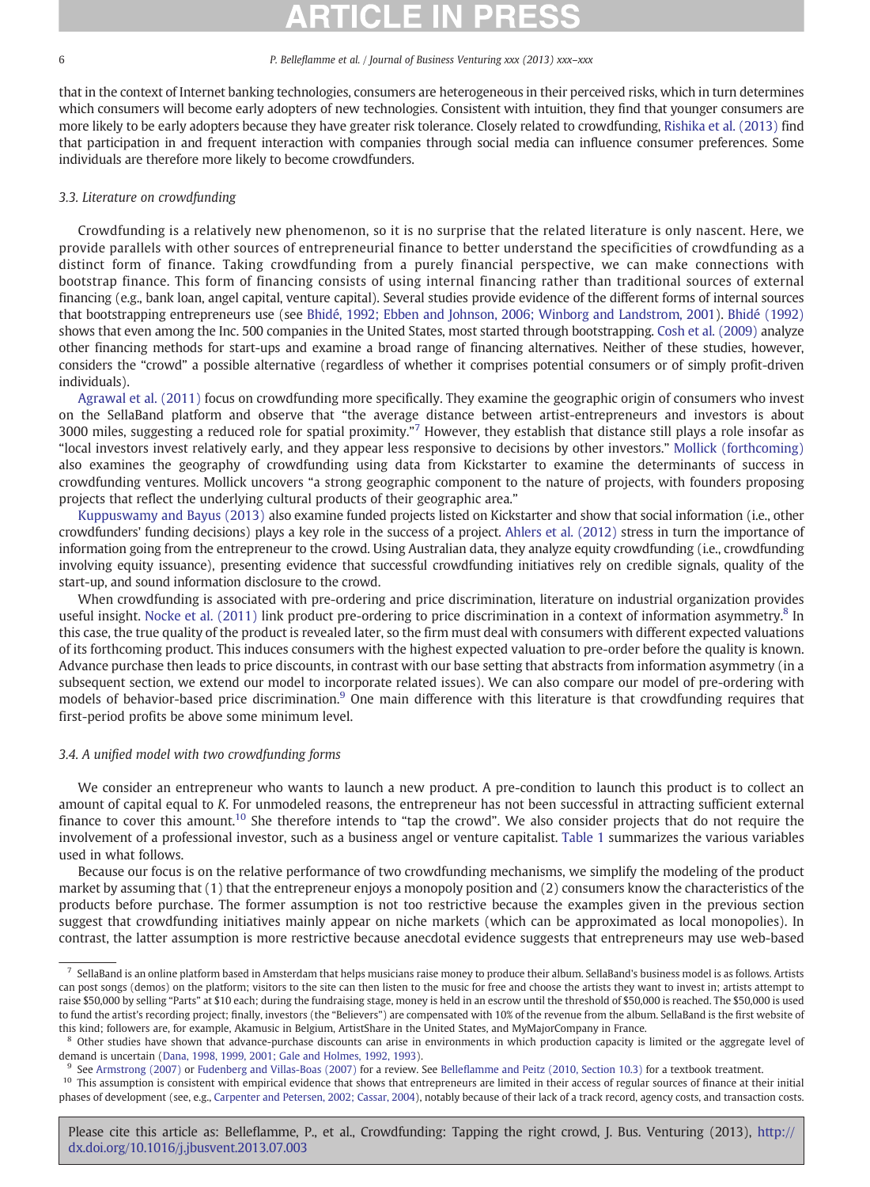that in the context of Internet banking technologies, consumers are heterogeneous in their perceived risks, which in turn determines which consumers will become early adopters of new technologies. Consistent with intuition, they find that younger consumers are more likely to be early adopters because they have greater risk tolerance. Closely related to crowdfunding, Rishika et al. (2013) find that participation in and frequent interaction with companies through social media can influence consumer preferences. Some individuals are therefore more likely to become crowdfunders.

### 3.3. Literature on crowdfunding

Crowdfunding is a relatively new phenomenon, so it is no surprise that the related literature is only nascent. Here, we provide parallels with other sources of entrepreneurial finance to better understand the specificities of crowdfunding as a distinct form of finance. Taking crowdfunding from a purely financial perspective, we can make connections with bootstrap finance. This form of financing consists of using internal financing rather than traditional sources of external financing (e.g., bank loan, angel capital, venture capital). Several studies provide evidence of the different forms of internal sources that bootstrapping entrepreneurs use (see Bhidé, 1992; Ebben and Johnson, 2006; Winborg and Landstrom, 2001). Bhidé (1992) shows that even among the Inc. 500 companies in the United States, most started through bootstrapping. Cosh et al. (2009) analyze other financing methods for start-ups and examine a broad range of financing alternatives. Neither of these studies, however, considers the "crowd" a possible alternative (regardless of whether it comprises potential consumers or of simply profit-driven individuals).

Agrawal et al. (2011) focus on crowdfunding more specifically. They examine the geographic origin of consumers who invest on the SellaBand platform and observe that "the average distance between artist-entrepreneurs and investors is about 3000 miles, suggesting a reduced role for spatial proximity."[7] However, they establish that distance still plays a role insofar as "local investors invest relatively early, and they appear less responsive to decisions by other investors." Mollick (forthcoming) also examines the geography of crowdfunding using data from Kickstarter to examine the determinants of success in crowdfunding ventures. Mollick uncovers "a strong geographic component to the nature of projects, with founders proposing projects that reflect the underlying cultural products of their geographic area."

Kuppuswamy and Bayus (2013) also examine funded projects listed on Kickstarter and show that social information (i.e., other crowdfunders' funding decisions) plays a key role in the success of a project. Ahlers et al. (2012) stress in turn the importance of information going from the entrepreneur to the crowd. Using Australian data, they analyze equity crowdfunding (i.e., crowdfunding involving equity issuance), presenting evidence that successful crowdfunding initiatives rely on credible signals, quality of the start-up, and sound information disclosure to the crowd.

When crowdfunding is associated with pre-ordering and price discrimination, literature on industrial organization provides useful insight. Nocke et al. (2011) link product pre-ordering to price discrimination in a context of information asymmetry.[8] In this case, the true quality of the product is revealed later, so the firm must deal with consumers with different expected valuations of its forthcoming product. This induces consumers with the highest expected valuation to pre-order before the quality is known. Advance purchase then leads to price discounts, in contrast with our base setting that abstracts from information asymmetry (in a subsequent section, we extend our model to incorporate related issues). We can also compare our model of pre-ordering with models of behavior-based price discrimination.[9] One main difference with this literature is that crowdfunding requires that first-period profits be above some minimum level.

### 3.4. A unified model with two crowdfunding forms

We consider an entrepreneur who wants to launch a new product. A pre-condition to launch this product is to collect an amount of capital equal to $K$. For unmodeled reasons, the entrepreneur has not been successful in attracting sufficient external finance to cover this amount.[10] She therefore intends to "tap the crowd". We also consider projects that do not require the involvement of a professional investor, such as a business angel or venture capitalist. Table 1 summarizes the various variables used in what follows.

Because our focus is on the relative performance of two crowdfunding mechanisms, we simplify the modeling of the product market by assuming that (1) that the entrepreneur enjoys a monopoly position and (2) consumers know the characteristics of the products before purchase. The former assumption is not too restrictive because the examples given in the previous section suggest that crowdfunding initiatives mainly appear on niche markets (which can be approximated as local monopolies). In contrast, the latter assumption is more restrictive because anecdotal evidence suggests that entrepreneurs may use web-based

---

[7] SellaBand is an online platform based in Amsterdam that helps musicians raise money to produce their album. SellaBand's business model is as follows. Artists can post songs (demos) on the platform; visitors to the site can then listen to the music for free and choose the artists they want to invest in; artists attempt to raise $50,000 by selling "Parts" at $10 each; during the fundraising stage, money is held in an escrow until the threshold of $50,000 is reached. The $50,000 is used to fund the artist's recording project; finally, investors (the "Believers") are compensated with 10% of the revenue from the album. SellaBand is the first website of this kind; followers are, for example, Akamusic in Belgium, ArtistShare in the United States, and MyMajorCompany in France.

[8] Other studies have shown that advance-purchase discounts can arise in environments in which production capacity is limited or the aggregate level of demand is uncertain (Dana, 1998, 1999, 2001; Gale and Holmes, 1992, 1993).

[9] See Armstrong (2007) or Fudenberg and Villas-Boas (2007) for a review. See Belleflamme and Peitz (2010, Section 10.3) for a textbook treatment.

[10] This assumption is consistent with empirical evidence that shows that entrepreneurs are limited in their access of regular sources of finance at their initial phases of development (see, e.g., Carpenter and Petersen, 2002; Cassar, 2004), notably because of their lack of a track record, agency costs, and transaction costs.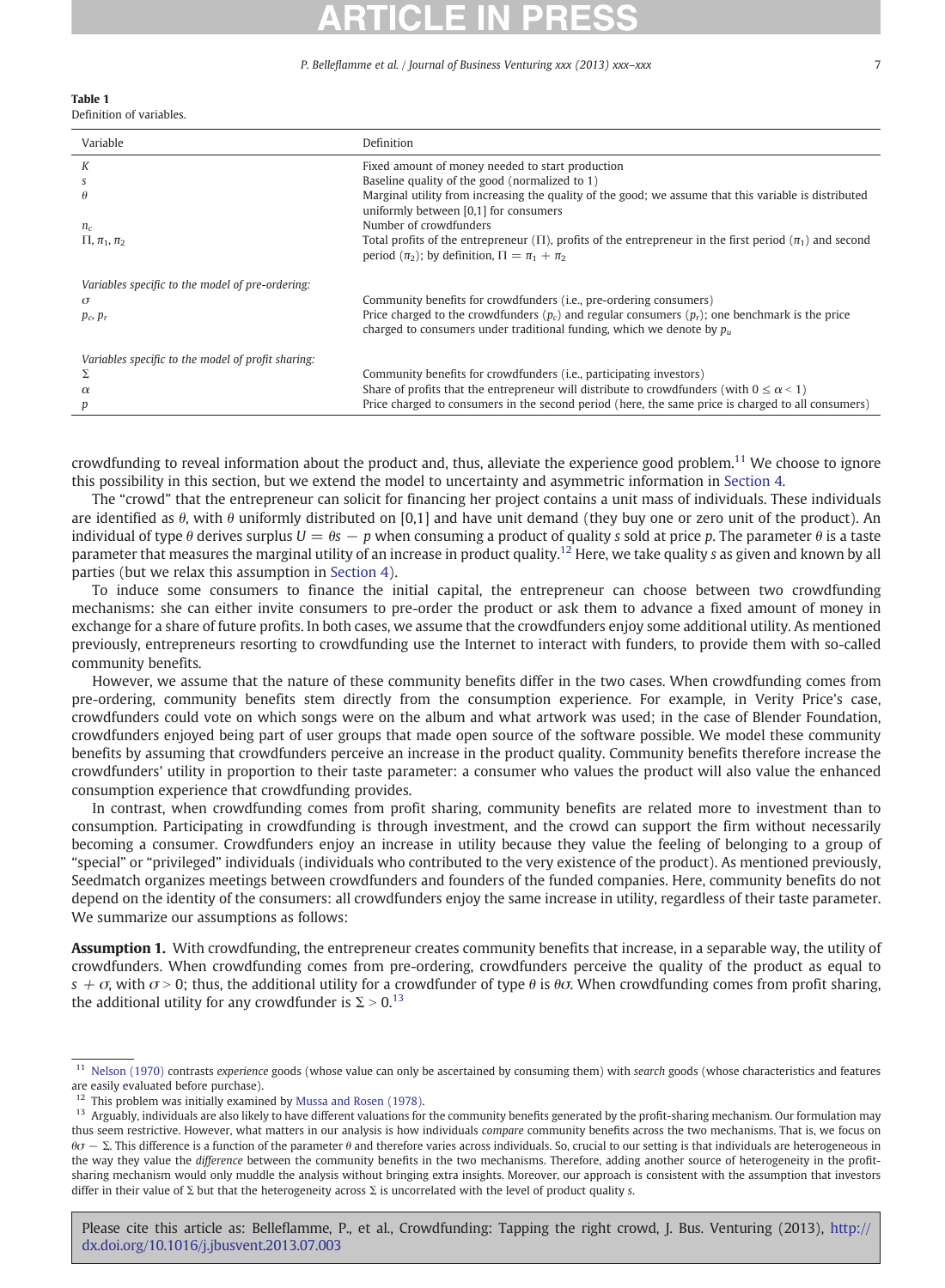**Table 1**
Definition of variables.

| Variable | Definition |
|---|---|
| $K$ | Fixed amount of money needed to start production |
| $s$ | Baseline quality of the good (normalized to 1) |
| $\theta$ | Marginal utility from increasing the quality of the good; we assume that this variable is distributed uniformly between [0,1] for consumers |
| $n_c$ | Number of crowdfunders |
| $\Pi$, $\pi_1$, $\pi_2$ | Total profits of the entrepreneur ($\Pi$), profits of the entrepreneur in the first period ($\pi_1$) and second period ($\pi_2$); by definition, $\Pi = \pi_1 + \pi_2$ |
| *Variables specific to the model of pre-ordering:* | |
| $\sigma$ | Community benefits for crowdfunders (i.e., pre-ordering consumers) |
| $p_c$, $p_r$ | Price charged to the crowdfunders ($p_c$) and regular consumers ($p_r$); one benchmark is the price charged to consumers under traditional funding, which we denote by $p_u$ |
| *Variables specific to the model of profit sharing:* | |
| $\Sigma$ | Community benefits for crowdfunders (i.e., participating investors) |
| $\alpha$ | Share of profits that the entrepreneur will distribute to crowdfunders (with $0 \leq \alpha < 1$) |
| $p$ | Price charged to consumers in the second period (here, the same price is charged to all consumers) |

crowdfunding to reveal information about the product and, thus, alleviate the experience good problem.[11] We choose to ignore this possibility in this section, but we extend the model to uncertainty and asymmetric information in Section 4.

The "crowd" that the entrepreneur can solicit for financing her project contains a unit mass of individuals. These individuals are identified as $\theta$, with $\theta$ uniformly distributed on [0,1] and have unit demand (they buy one or zero unit of the product). An individual of type $\theta$ derives surplus $U = \theta s - p$ when consuming a product of quality $s$ sold at price $p$. The parameter $\theta$ is a taste parameter that measures the marginal utility of an increase in product quality.[12] Here, we take quality $s$ as given and known by all parties (but we relax this assumption in Section 4).

To induce some consumers to finance the initial capital, the entrepreneur can choose between two crowdfunding mechanisms: she can either invite consumers to pre-order the product or ask them to advance a fixed amount of money in exchange for a share of future profits. In both cases, we assume that the crowdfunders enjoy some additional utility. As mentioned previously, entrepreneurs resorting to crowdfunding use the Internet to interact with funders, to provide them with so-called community benefits.

However, we assume that the nature of these community benefits differ in the two cases. When crowdfunding comes from pre-ordering, community benefits stem directly from the consumption experience. For example, in Verity Price's case, crowdfunders could vote on which songs were on the album and what artwork was used; in the case of Blender Foundation, crowdfunders enjoyed being part of user groups that made open source of the software possible. We model these community benefits by assuming that crowdfunders perceive an increase in the product quality. Community benefits therefore increase the crowdfunders' utility in proportion to their taste parameter: a consumer who values the product will also value the enhanced consumption experience that crowdfunding provides.

In contrast, when crowdfunding comes from profit sharing, community benefits are related more to investment than to consumption. Participating in crowdfunding is through investment, and the crowd can support the firm without necessarily becoming a consumer. Crowdfunders enjoy an increase in utility because they value the feeling of belonging to a group of "special" or "privileged" individuals (individuals who contributed to the very existence of the product). As mentioned previously, Seedmatch organizes meetings between crowdfunders and founders of the funded companies. Here, community benefits do not depend on the identity of the consumers: all crowdfunders enjoy the same increase in utility, regardless of their taste parameter. We summarize our assumptions as follows:

**Assumption 1.** With crowdfunding, the entrepreneur creates community benefits that increase, in a separable way, the utility of crowdfunders. When crowdfunding comes from pre-ordering, crowdfunders perceive the quality of the product as equal to $s + \sigma$, with $\sigma > 0$; thus, the additional utility for a crowdfunder of type $\theta$ is $\theta\sigma$. When crowdfunding comes from profit sharing, the additional utility for any crowdfunder is $\Sigma > 0$.[13]

[11] Nelson (1970) contrasts *experience* goods (whose value can only be ascertained by consuming them) with *search* goods (whose characteristics and features are easily evaluated before purchase).

[12] This problem was initially examined by Mussa and Rosen (1978).

[13] Arguably, individuals are also likely to have different valuations for the community benefits generated by the profit-sharing mechanism. Our formulation may thus seem restrictive. However, what matters in our analysis is how individuals *compare* community benefits across the two mechanisms. That is, we focus on $\theta\sigma - \Sigma$. This difference is a function of the parameter $\theta$ and therefore varies across individuals. So, crucial to our setting is that individuals are heterogeneous in the way they value the *difference* between the community benefits in the two mechanisms. Therefore, adding another source of heterogeneity in the profit-sharing mechanism would only muddle the analysis without bringing extra insights. Moreover, our approach is consistent with the assumption that investors differ in their value of $\Sigma$ but that the heterogeneity across $\Sigma$ is uncorrelated with the level of product quality $s$.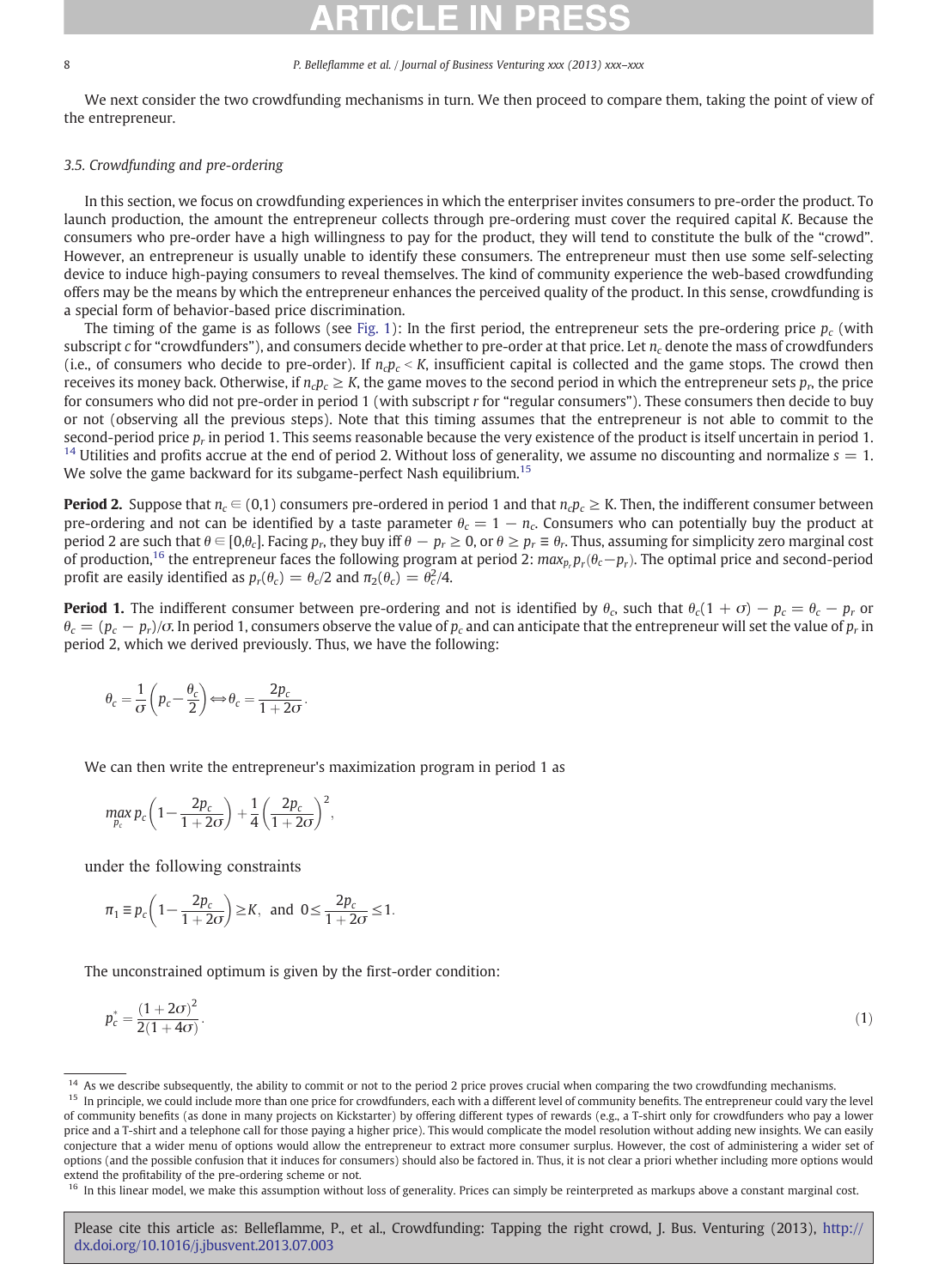We next consider the two crowdfunding mechanisms in turn. We then proceed to compare them, taking the point of view of the entrepreneur.

### 3.5. Crowdfunding and pre-ordering

In this section, we focus on crowdfunding experiences in which the enterpriser invites consumers to pre-order the product. To launch production, the amount the entrepreneur collects through pre-ordering must cover the required capital $K$. Because the consumers who pre-order have a high willingness to pay for the product, they will tend to constitute the bulk of the "crowd". However, an entrepreneur is usually unable to identify these consumers. The entrepreneur must then use some self-selecting device to induce high-paying consumers to reveal themselves. The kind of community experience the web-based crowdfunding offers may be the means by which the entrepreneur enhances the perceived quality of the product. In this sense, crowdfunding is a special form of behavior-based price discrimination.

The timing of the game is as follows (see Fig. 1): In the first period, the entrepreneur sets the pre-ordering price $p_c$ (with subscript $c$ for "crowdfunders"), and consumers decide whether to pre-order at that price. Let $n_c$ denote the mass of crowdfunders (i.e., of consumers who decide to pre-order). If $n_c p_c < K$, insufficient capital is collected and the game stops. The crowd then receives its money back. Otherwise, if $n_c p_c \geq K$, the game moves to the second period in which the entrepreneur sets $p_r$, the price for consumers who did not pre-order in period 1 (with subscript $r$ for "regular consumers"). These consumers then decide to buy or not (observing all the previous steps). Note that this timing assumes that the entrepreneur is not able to commit to the second-period price $p_r$ in period 1. This seems reasonable because the very existence of the product is itself uncertain in period 1.[14] Utilities and profits accrue at the end of period 2. Without loss of generality, we assume no discounting and normalize $s = 1$. We solve the game backward for its subgame-perfect Nash equilibrium.[15]

**Period 2.** Suppose that $n_c \in (0,1)$ consumers pre-ordered in period 1 and that $n_c p_c \geq$ K. Then, the indifferent consumer between pre-ordering and not can be identified by a taste parameter $\theta_c = 1 - n_c$. Consumers who can potentially buy the product at period 2 are such that $\theta \in [0,\theta_c]$. Facing $p_r$, they buy iff $\theta - p_r \geq 0$, or $\theta \geq p_r \equiv \theta_r$. Thus, assuming for simplicity zero marginal cost of production,[16] the entrepreneur faces the following program at period 2: $max_{p_r} p_r(\theta_c - p_r)$. The optimal price and second-period profit are easily identified as $p_r(\theta_c) = \theta_c/2$ and $\pi_2(\theta_c) = \theta_c^2/4$.

**Period 1.** The indifferent consumer between pre-ordering and not is identified by $\theta_c$, such that $\theta_c(1 + \sigma) - p_c = \theta_c - p_r$ or $\theta_c = (p_c - p_r)/\sigma$. In period 1, consumers observe the value of $p_c$ and can anticipate that the entrepreneur will set the value of $p_r$ in period 2, which we derived previously. Thus, we have the following:

$$\theta_c = \frac{1}{\sigma}\left(p_c - \frac{\theta_c}{2}\right) \Leftrightarrow \theta_c = \frac{2p_c}{1+2\sigma}.$$

We can then write the entrepreneur's maximization program in period 1 as

$$\max_{p_c} p_c\left(1 - \frac{2p_c}{1+2\sigma}\right) + \frac{1}{4}\left(\frac{2p_c}{1+2\sigma}\right)^2,$$

under the following constraints

$$\pi_1 \equiv p_c\left(1 - \frac{2p_c}{1+2\sigma}\right) \geq K, \text{ and } 0 \leq \frac{2p_c}{1+2\sigma} \leq 1.$$

The unconstrained optimum is given by the first-order condition:

$$p_c^* = \frac{(1+2\sigma)^2}{2(1+4\sigma)}. \tag{1}$$

---

[14] As we describe subsequently, the ability to commit or not to the period 2 price proves crucial when comparing the two crowdfunding mechanisms.

[15] In principle, we could include more than one price for crowdfunders, each with a different level of community benefits. The entrepreneur could vary the level of community benefits (as done in many projects on Kickstarter) by offering different types of rewards (e.g., a T-shirt only for crowdfunders who pay a lower price and a T-shirt and a telephone call for those paying a higher price). This would complicate the model resolution without adding new insights. We can easily conjecture that a wider menu of options would allow the entrepreneur to extract more consumer surplus. However, the cost of administering a wider set of options (and the possible confusion that it induces for consumers) should also be factored in. Thus, it is not clear a priori whether including more options would extend the profitability of the pre-ordering scheme or not.

[16] In this linear model, we make this assumption without loss of generality. Prices can simply be reinterpreted as markups above a constant marginal cost.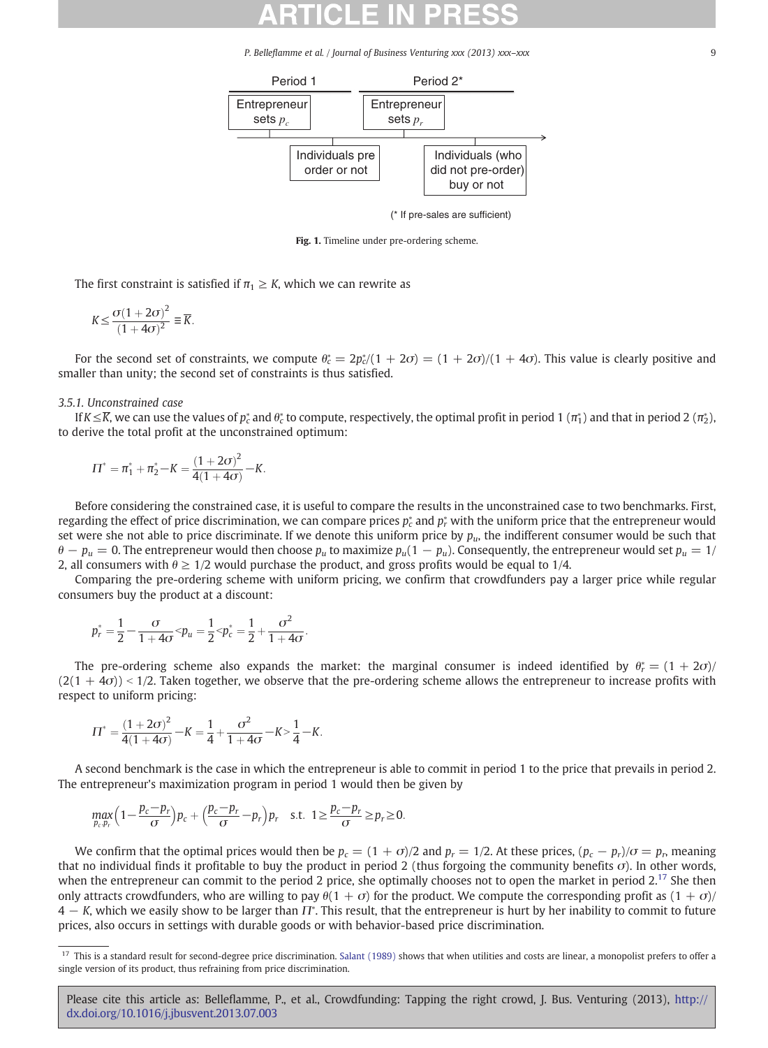Period 1 — Entrepreneur sets $p_c$ — Individuals pre order or not

Period 2* — Entrepreneur sets $p_r$ — Individuals (who did not pre-order) buy or not

(* If pre-sales are sufficient)

Fig. 1. Timeline under pre-ordering scheme.

The first constraint is satisfied if $\pi_1 \geq K$, which we can rewrite as

$$K \leq \frac{\sigma(1+2\sigma)^2}{(1+4\sigma)^2} \equiv \overline{K}.$$

For the second set of constraints, we compute $\theta_c^* = 2p_c^*/(1+2\sigma) = (1+2\sigma)/(1+4\sigma)$. This value is clearly positive and smaller than unity; the second set of constraints is thus satisfied.

### 3.5.1. Unconstrained case

If $K \leq \overline{K}$, we can use the values of $p_c^*$ and $\theta_c^*$ to compute, respectively, the optimal profit in period 1 ($\pi_1^*$) and that in period 2 ($\pi_2^*$), to derive the total profit at the unconstrained optimum:

$$\Pi^* = \pi_1^* + \pi_2^* - K = \frac{(1+2\sigma)^2}{4(1+4\sigma)} - K.$$

Before considering the constrained case, it is useful to compare the results in the unconstrained case to two benchmarks. First, regarding the effect of price discrimination, we can compare prices $p_c^*$ and $p_r^*$ with the uniform price that the entrepreneur would set were she not able to price discriminate. If we denote this uniform price by $p_u$, the indifferent consumer would be such that $\theta - p_u = 0$. The entrepreneur would then choose $p_u$ to maximize $p_u(1-p_u)$. Consequently, the entrepreneur would set $p_u = 1/2$, all consumers with $\theta \geq 1/2$ would purchase the product, and gross profits would be equal to 1/4.

Comparing the pre-ordering scheme with uniform pricing, we confirm that crowdfunders pay a larger price while regular consumers buy the product at a discount:

$$p_r^* = \frac{1}{2} - \frac{\sigma}{1+4\sigma} < p_u = \frac{1}{2} < p_c^* = \frac{1}{2} + \frac{\sigma^2}{1+4\sigma}.$$

The pre-ordering scheme also expands the market: the marginal consumer is indeed identified by $\theta_r^* = (1+2\sigma)/(2(1+4\sigma)) < 1/2$. Taken together, we observe that the pre-ordering scheme allows the entrepreneur to increase profits with respect to uniform pricing:

$$\Pi^* = \frac{(1+2\sigma)^2}{4(1+4\sigma)} - K = \frac{1}{4} + \frac{\sigma^2}{1+4\sigma} - K > \frac{1}{4} - K.$$

A second benchmark is the case in which the entrepreneur is able to commit in period 1 to the price that prevails in period 2. The entrepreneur's maximization program in period 1 would then be given by

$$\max_{p_c, p_r} \left(1 - \frac{p_c - p_r}{\sigma}\right) p_c + \left(\frac{p_c - p_r}{\sigma} - p_r\right) p_r \quad \text{s.t.} \ 1 \geq \frac{p_c - p_r}{\sigma} \geq p_r \geq 0.$$

We confirm that the optimal prices would then be $p_c = (1+\sigma)/2$ and $p_r = 1/2$. At these prices, $(p_c - p_r)/\sigma = p_r$, meaning that no individual finds it profitable to buy the product in period 2 (thus forgoing the community benefits $\sigma$). In other words, when the entrepreneur can commit to the period 2 price, she optimally chooses not to open the market in period 2.[17] She then only attracts crowdfunders, who are willing to pay $\theta(1+\sigma)$ for the product. We compute the corresponding profit as $(1+\sigma)/4 - K$, which we easily show to be larger than $\Pi^*$. This result, that the entrepreneur is hurt by her inability to commit to future prices, also occurs in settings with durable goods or with behavior-based price discrimination.

[17] This is a standard result for second-degree price discrimination. Salant (1989) shows that when utilities and costs are linear, a monopolist prefers to offer a single version of its product, thus refraining from price discrimination.

Please cite this article as: Belleflamme, P., et al., Crowdfunding: Tapping the right crowd, J. Bus. Venturing (2013), http://dx.doi.org/10.1016/j.jbusvent.2013.07.003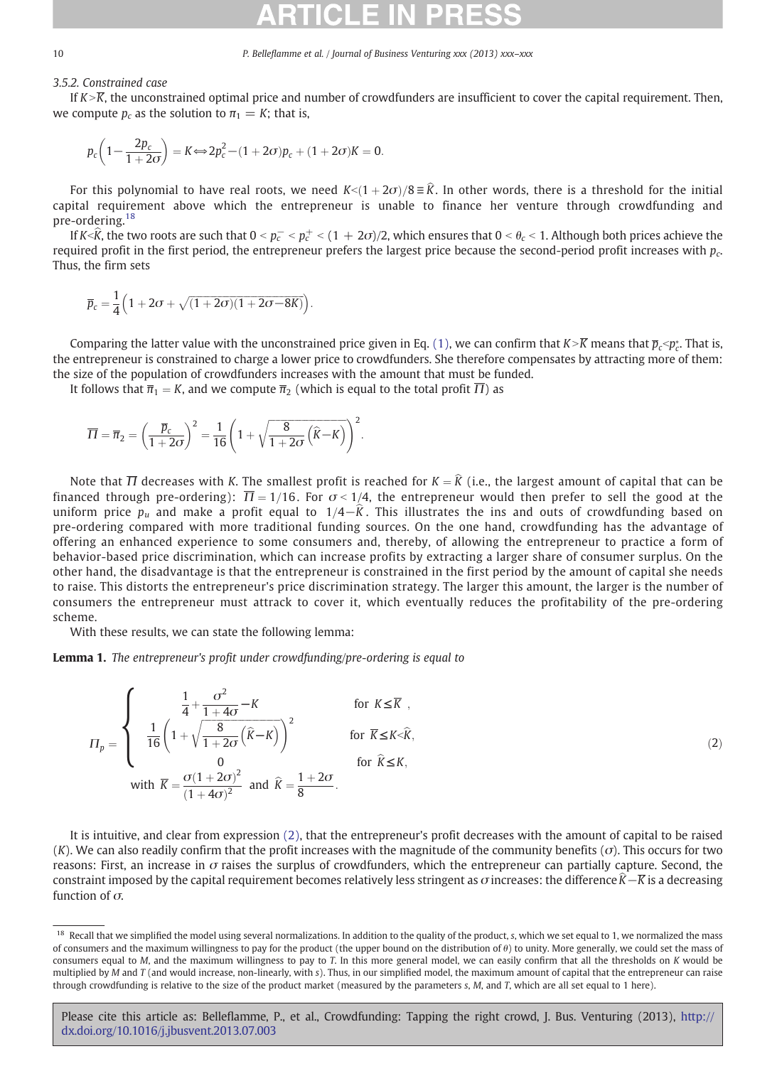### 3.5.2. Constrained case

If $K > \overline{K}$, the unconstrained optimal price and number of crowdfunders are insufficient to cover the capital requirement. Then, we compute $p_c$ as the solution to $\pi_1 = K$; that is,

$$p_c\left(1 - \frac{2p_c}{1+2\sigma}\right) = K \Leftrightarrow 2p_c^2 - (1+2\sigma)p_c + (1+2\sigma)K = 0.$$

For this polynomial to have real roots, we need $K < (1+2\sigma)/8 \equiv \widehat{K}$. In other words, there is a threshold for the initial capital requirement above which the entrepreneur is unable to finance her venture through crowdfunding and pre-ordering.[18]

If $K < \widehat{K}$, the two roots are such that $0 < p_c^- < p_c^+ < (1+2\sigma)/2$, which ensures that $0 < \theta_c < 1$. Although both prices achieve the required profit in the first period, the entrepreneur prefers the largest price because the second-period profit increases with $p_c$. Thus, the firm sets

$$\overline{p}_c = \frac{1}{4}\left(1 + 2\sigma + \sqrt{(1+2\sigma)(1+2\sigma-8K)}\right).$$

Comparing the latter value with the unconstrained price given in Eq. (1), we can confirm that $K > \overline{K}$ means that $\overline{p}_c < p_c^*$. That is, the entrepreneur is constrained to charge a lower price to crowdfunders. She therefore compensates by attracting more of them: the size of the population of crowdfunders increases with the amount that must be funded.

It follows that $\overline{\pi}_1 = K$, and we compute $\overline{\pi}_2$ (which is equal to the total profit $\overline{\Pi}$) as

$$\overline{\Pi} = \overline{\pi}_2 = \left(\frac{\overline{p}_c}{1+2\sigma}\right)^2 = \frac{1}{16}\left(1 + \sqrt{\frac{8}{1+2\sigma}\left(\widehat{K} - K\right)}\right)^2.$$

Note that $\overline{\Pi}$ decreases with $K$. The smallest profit is reached for $K = \widehat{K}$ (i.e., the largest amount of capital that can be financed through pre-ordering): $\overline{\Pi} = 1/16$. For $\sigma < 1/4$, the entrepreneur would then prefer to sell the good at the uniform price $p_u$ and make a profit equal to $1/4 - \widehat{K}$. This illustrates the ins and outs of crowdfunding based on pre-ordering compared with more traditional funding sources. On the one hand, crowdfunding has the advantage of offering an enhanced experience to some consumers and, thereby, of allowing the entrepreneur to practice a form of behavior-based price discrimination, which can increase profits by extracting a larger share of consumer surplus. On the other hand, the disadvantage is that the entrepreneur is constrained in the first period by the amount of capital she needs to raise. This distorts the entrepreneur's price discrimination strategy. The larger this amount, the larger is the number of consumers the entrepreneur must attract to cover it, which eventually reduces the profitability of the pre-ordering scheme.

With these results, we can state the following lemma:

**Lemma 1.** *The entrepreneur's profit under crowdfunding/pre-ordering is equal to*

$$\Pi_p = \begin{cases} \dfrac{1}{4} + \dfrac{\sigma^2}{1+4\sigma} - K & \text{for } K \leq \overline{K}, \\ \dfrac{1}{16}\left(1 + \sqrt{\dfrac{8}{1+2\sigma}\left(\widehat{K} - K\right)}\right)^2 & \text{for } \overline{K} \leq K < \widehat{K}, \\ 0 & \text{for } \widehat{K} \leq K, \end{cases} \quad \text{with } \overline{K} = \frac{\sigma(1+2\sigma)^2}{(1+4\sigma)^2} \text{ and } \widehat{K} = \frac{1+2\sigma}{8}. \tag{2}$$

It is intuitive, and clear from expression (2), that the entrepreneur's profit decreases with the amount of capital to be raised ($K$). We can also readily confirm that the profit increases with the magnitude of the community benefits ($\sigma$). This occurs for two reasons: First, an increase in $\sigma$ raises the surplus of crowdfunders, which the entrepreneur can partially capture. Second, the constraint imposed by the capital requirement becomes relatively less stringent as $\sigma$ increases: the difference $\widehat{K} - \overline{K}$ is a decreasing function of $\sigma$.

[18] Recall that we simplified the model using several normalizations. In addition to the quality of the product, $s$, which we set equal to 1, we normalized the mass of consumers and the maximum willingness to pay for the product (the upper bound on the distribution of $\theta$) to unity. More generally, we could set the mass of consumers equal to $M$, and the maximum willingness to pay to $T$. In this more general model, we can easily confirm that all the thresholds on $K$ would be multiplied by $M$ and $T$ (and would increase, non-linearly, with $s$). Thus, in our simplified model, the maximum amount of capital that the entrepreneur can raise through crowdfunding is relative to the size of the product market (measured by the parameters $s$, $M$, and $T$, which are all set equal to 1 here).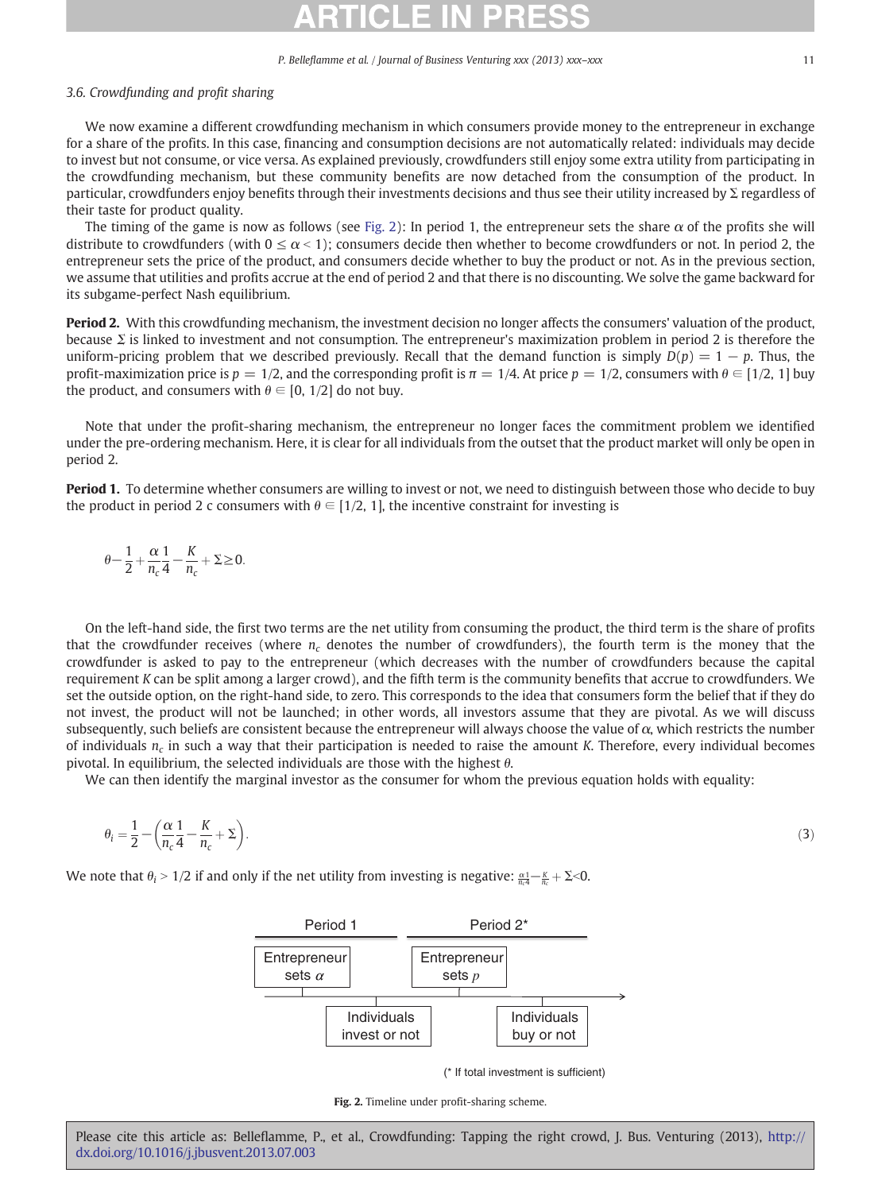### 3.6. Crowdfunding and profit sharing

We now examine a different crowdfunding mechanism in which consumers provide money to the entrepreneur in exchange for a share of the profits. In this case, financing and consumption decisions are not automatically related: individuals may decide to invest but not consume, or vice versa. As explained previously, crowdfunders still enjoy some extra utility from participating in the crowdfunding mechanism, but these community benefits are now detached from the consumption of the product. In particular, crowdfunders enjoy benefits through their investments decisions and thus see their utility increased by $\Sigma$ regardless of their taste for product quality.

The timing of the game is now as follows (see Fig. 2): In period 1, the entrepreneur sets the share $\alpha$ of the profits she will distribute to crowdfunders (with $0 \leq \alpha < 1$); consumers decide then whether to become crowdfunders or not. In period 2, the entrepreneur sets the price of the product, and consumers decide whether to buy the product or not. As in the previous section, we assume that utilities and profits accrue at the end of period 2 and that there is no discounting. We solve the game backward for its subgame-perfect Nash equilibrium.

**Period 2.** With this crowdfunding mechanism, the investment decision no longer affects the consumers' valuation of the product, because $\Sigma$ is linked to investment and not consumption. The entrepreneur's maximization problem in period 2 is therefore the uniform-pricing problem that we described previously. Recall that the demand function is simply $D(p) = 1 - p$. Thus, the profit-maximization price is $p = 1/2$, and the corresponding profit is $\pi = 1/4$. At price $p = 1/2$, consumers with $\theta \in [1/2, 1]$ buy the product, and consumers with $\theta \in [0, 1/2]$ do not buy.

Note that under the profit-sharing mechanism, the entrepreneur no longer faces the commitment problem we identified under the pre-ordering mechanism. Here, it is clear for all individuals from the outset that the product market will only be open in period 2.

**Period 1.** To determine whether consumers are willing to invest or not, we need to distinguish between those who decide to buy the product in period 2 c consumers with $\theta \in [1/2, 1]$, the incentive constraint for investing is

$$\theta - \frac{1}{2} + \frac{\alpha}{n_c}\frac{1}{4} - \frac{K}{n_c} + \Sigma \geq 0.$$

On the left-hand side, the first two terms are the net utility from consuming the product, the third term is the share of profits that the crowdfunder receives (where $n_c$ denotes the number of crowdfunders), the fourth term is the money that the crowdfunder is asked to pay to the entrepreneur (which decreases with the number of crowdfunders because the capital requirement $K$ can be split among a larger crowd), and the fifth term is the community benefits that accrue to crowdfunders. We set the outside option, on the right-hand side, to zero. This corresponds to the idea that consumers form the belief that if they do not invest, the product will not be launched; in other words, all investors assume that they are pivotal. As we will discuss subsequently, such beliefs are consistent because the entrepreneur will always choose the value of $\alpha$, which restricts the number of individuals $n_c$ in such a way that their participation is needed to raise the amount $K$. Therefore, every individual becomes pivotal. In equilibrium, the selected individuals are those with the highest $\theta$.

We can then identify the marginal investor as the consumer for whom the previous equation holds with equality:

$$\theta_i = \frac{1}{2} - \left(\frac{\alpha}{n_c}\frac{1}{4} - \frac{K}{n_c} + \Sigma\right). \tag{3}$$

We note that $\theta_i > 1/2$ if and only if the net utility from investing is negative: $\frac{\alpha}{n_c}\frac{1}{4} - \frac{K}{n_c} + \Sigma < 0$.

Period 1 | Period 2*

Entrepreneur sets $\alpha$ → Individuals invest or not → Entrepreneur sets $p$ → Individuals buy or not

(* If total investment is sufficient)

Fig. 2. Timeline under profit-sharing scheme.

Please cite this article as: Belleflamme, P., et al., Crowdfunding: Tapping the right crowd, J. Bus. Venturing (2013), http://dx.doi.org/10.1016/j.jbusvent.2013.07.003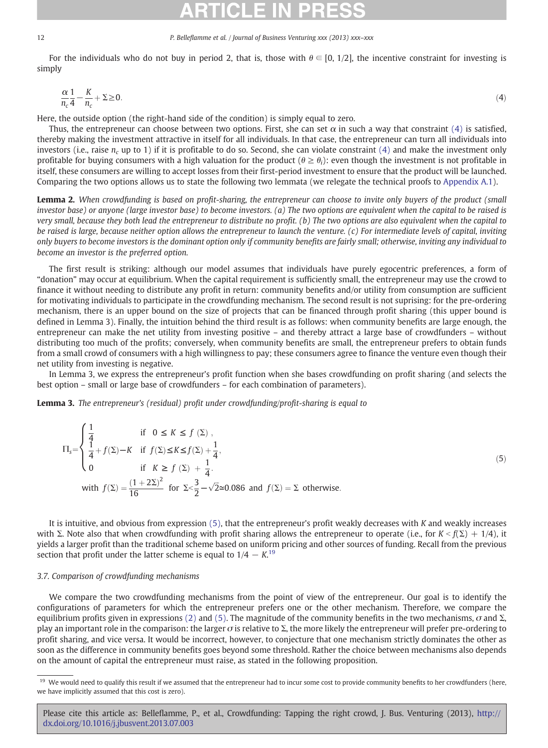For the individuals who do not buy in period 2, that is, those with $\theta \in [0, 1/2]$, the incentive constraint for investing is simply

$$\frac{\alpha}{n_c}\frac{1}{4} - \frac{K}{n_c} + \Sigma \geq 0. \tag{4}$$

Here, the outside option (the right-hand side of the condition) is simply equal to zero.

Thus, the entrepreneur can choose between two options. First, she can set $\alpha$ in such a way that constraint (4) is satisfied, thereby making the investment attractive in itself for all individuals. In that case, the entrepreneur can turn all individuals into investors (i.e., raise $n_c$ up to 1) if it is profitable to do so. Second, she can violate constraint (4) and make the investment only profitable for buying consumers with a high valuation for the product ($\theta \geq \theta_i$): even though the investment is not profitable in itself, these consumers are willing to accept losses from their first-period investment to ensure that the product will be launched. Comparing the two options allows us to state the following two lemmata (we relegate the technical proofs to Appendix A.1).

**Lemma 2.** *When crowdfunding is based on profit-sharing, the entrepreneur can choose to invite only buyers of the product (small investor base) or anyone (large investor base) to become investors. (a) The two options are equivalent when the capital to be raised is very small, because they both lead the entrepreneur to distribute no profit. (b) The two options are also equivalent when the capital to be raised is large, because neither option allows the entrepreneur to launch the venture. (c) For intermediate levels of capital, inviting only buyers to become investors is the dominant option only if community benefits are fairly small; otherwise, inviting any individual to become an investor is the preferred option.*

The first result is striking: although our model assumes that individuals have purely egocentric preferences, a form of "donation" may occur at equilibrium. When the capital requirement is sufficiently small, the entrepreneur may use the crowd to finance it without needing to distribute any profit in return: community benefits and/or utility from consumption are sufficient for motivating individuals to participate in the crowdfunding mechanism. The second result is not suprising: for the pre-ordering mechanism, there is an upper bound on the size of projects that can be financed through profit sharing (this upper bound is defined in Lemma 3). Finally, the intuition behind the third result is as follows: when community benefits are large enough, the entrepreneur can make the net utility from investing positive – and thereby attract a large base of crowdfunders – without distributing too much of the profits; conversely, when community benefits are small, the entrepreneur prefers to obtain funds from a small crowd of consumers with a high willingness to pay; these consumers agree to finance the venture even though their net utility from investing is negative.

In Lemma 3, we express the entrepreneur's profit function when she bases crowdfunding on profit sharing (and selects the best option – small or large base of crowdfunders – for each combination of parameters).

**Lemma 3.** *The entrepreneur's (residual) profit under crowdfunding/profit-sharing is equal to*

$$\Pi_s = \begin{cases} \dfrac{1}{4} & \text{if } \ 0 \leq K \leq f(\Sigma), \\ \dfrac{1}{4} + f(\Sigma) - K & \text{if } \ f(\Sigma) \leq K \leq f(\Sigma) + \dfrac{1}{4}, \\ 0 & \text{if } \ K \geq f(\Sigma) + \dfrac{1}{4}. \end{cases} \tag{5}$$

$$\text{with } f(\Sigma) = \frac{(1+2\Sigma)^2}{16} \ \text{ for } \Sigma < \frac{3}{2} - \sqrt{2} \simeq 0.086 \ \text{ and } f(\Sigma) = \Sigma \ \text{ otherwise.}$$

It is intuitive, and obvious from expression (5), that the entrepreneur's profit weakly decreases with $K$ and weakly increases with $\Sigma$. Note also that when crowdfunding with profit sharing allows the entrepreneur to operate (i.e., for $K < f(\Sigma) + 1/4$), it yields a larger profit than the traditional scheme based on uniform pricing and other sources of funding. Recall from the previous section that profit under the latter scheme is equal to $1/4 - K$.[19]

### 3.7. Comparison of crowdfunding mechanisms

We compare the two crowdfunding mechanisms from the point of view of the entrepreneur. Our goal is to identify the configurations of parameters for which the entrepreneur prefers one or the other mechanism. Therefore, we compare the equilibrium profits given in expressions (2) and (5). The magnitude of the community benefits in the two mechanisms, $\sigma$ and $\Sigma$, play an important role in the comparison: the larger $\sigma$ is relative to $\Sigma$, the more likely the entrepreneur will prefer pre-ordering to profit sharing, and vice versa. It would be incorrect, however, to conjecture that one mechanism strictly dominates the other as soon as the difference in community benefits goes beyond some threshold. Rather the choice between mechanisms also depends on the amount of capital the entrepreneur must raise, as stated in the following proposition.

[19] We would need to qualify this result if we assumed that the entrepreneur had to incur some cost to provide community benefits to her crowdfunders (here, we have implicitly assumed that this cost is zero).

Please cite this article as: Belleflamme, P., et al., Crowdfunding: Tapping the right crowd, J. Bus. Venturing (2013), http://dx.doi.org/10.1016/j.jbusvent.2013.07.003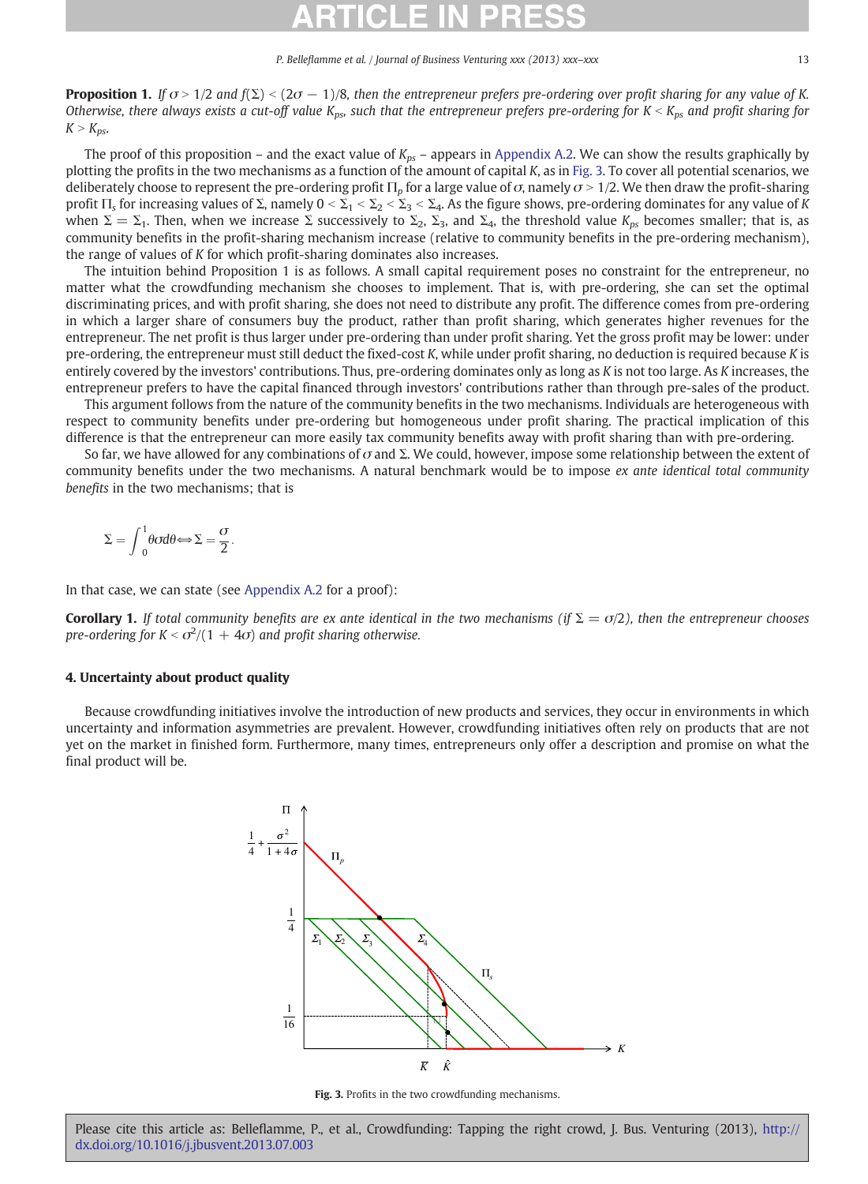**Proposition 1.** *If $\sigma > 1/2$ and $f(\Sigma) < (2\sigma - 1)/8$, then the entrepreneur prefers pre-ordering over profit sharing for any value of K. Otherwise, there always exists a cut-off value $K_{ps}$, such that the entrepreneur prefers pre-ordering for $K < K_{ps}$ and profit sharing for $K > K_{ps}$.*

The proof of this proposition – and the exact value of $K_{ps}$ – appears in Appendix A.2. We can show the results graphically by plotting the profits in the two mechanisms as a function of the amount of capital $K$, as in Fig. 3. To cover all potential scenarios, we deliberately choose to represent the pre-ordering profit $\Pi_p$ for a large value of $\sigma$, namely $\sigma > 1/2$. We then draw the profit-sharing profit $\Pi_s$ for increasing values of $\Sigma$, namely $0 < \Sigma_1 < \Sigma_2 < \Sigma_3 < \Sigma_4$. As the figure shows, pre-ordering dominates for any value of $K$ when $\Sigma = \Sigma_1$. Then, when we increase $\Sigma$ successively to $\Sigma_2$, $\Sigma_3$, and $\Sigma_4$, the threshold value $K_{ps}$ becomes smaller; that is, as community benefits in the profit-sharing mechanism increase (relative to community benefits in the pre-ordering mechanism), the range of values of $K$ for which profit-sharing dominates also increases.

The intuition behind Proposition 1 is as follows. A small capital requirement poses no constraint for the entrepreneur, no matter what the crowdfunding mechanism she chooses to implement. That is, with pre-ordering, she can set the optimal discriminating prices, and with profit sharing, she does not need to distribute any profit. The difference comes from pre-ordering in which a larger share of consumers buy the product, rather than profit sharing, which generates higher revenues for the entrepreneur. The net profit is thus larger under pre-ordering than under profit sharing. Yet the gross profit may be lower: under pre-ordering, the entrepreneur must still deduct the fixed-cost $K$, while under profit sharing, no deduction is required because $K$ is entirely covered by the investors' contributions. Thus, pre-ordering dominates only as long as $K$ is not too large. As $K$ increases, the entrepreneur prefers to have the capital financed through investors' contributions rather than through pre-sales of the product.

This argument follows from the nature of the community benefits in the two mechanisms. Individuals are heterogeneous with respect to community benefits under pre-ordering but homogeneous under profit sharing. The practical implication of this difference is that the entrepreneur can more easily tax community benefits away with profit sharing than with pre-ordering.

So far, we have allowed for any combinations of $\sigma$ and $\Sigma$. We could, however, impose some relationship between the extent of community benefits under the two mechanisms. A natural benchmark would be to impose *ex ante identical total community benefits* in the two mechanisms; that is

$$\Sigma = \int_0^1 \theta\sigma d\theta \Leftrightarrow \Sigma = \frac{\sigma}{2}.$$

In that case, we can state (see Appendix A.2 for a proof):

**Corollary 1.** *If total community benefits are ex ante identical in the two mechanisms (if $\Sigma = \sigma/2$), then the entrepreneur chooses pre-ordering for $K < \sigma^2/(1 + 4\sigma)$ and profit sharing otherwise.*

## 4. Uncertainty about product quality

Because crowdfunding initiatives involve the introduction of new products and services, they occur in environments in which uncertainty and information asymmetries are prevalent. However, crowdfunding initiatives often rely on products that are not yet on the market in finished form. Furthermore, many times, entrepreneurs only offer a description and promise on what the final product will be.

Fig. 3. Profits in the two crowdfunding mechanisms.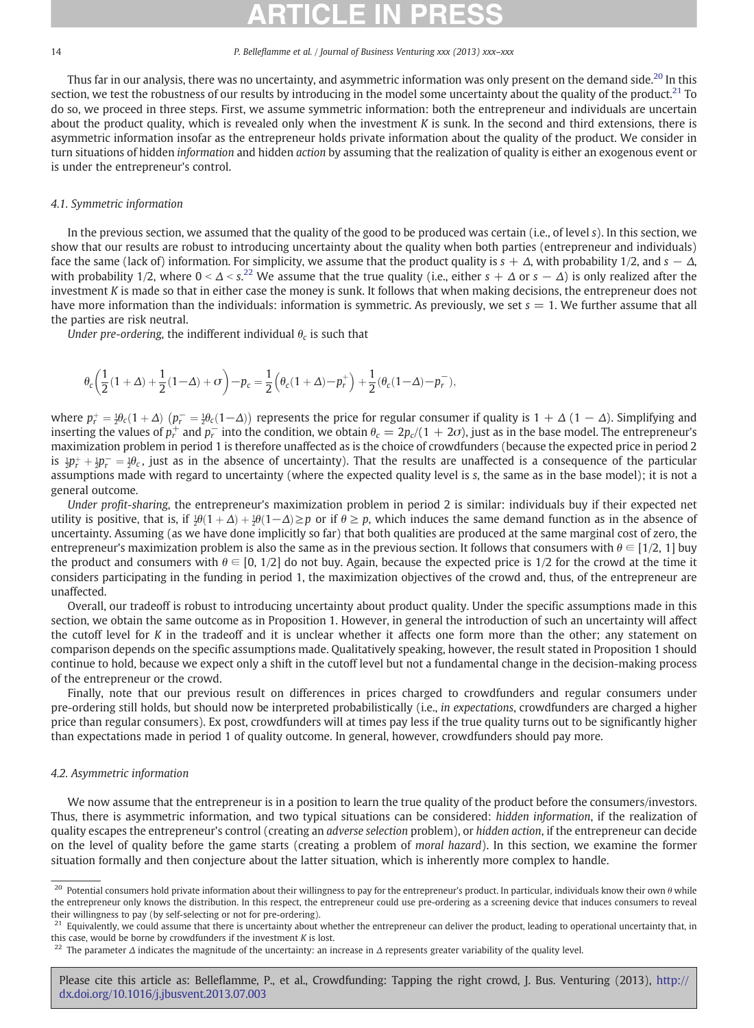Thus far in our analysis, there was no uncertainty, and asymmetric information was only present on the demand side.[20] In this section, we test the robustness of our results by introducing in the model some uncertainty about the quality of the product.[21] To do so, we proceed in three steps. First, we assume symmetric information: both the entrepreneur and individuals are uncertain about the product quality, which is revealed only when the investment $K$ is sunk. In the second and third extensions, there is asymmetric information insofar as the entrepreneur holds private information about the quality of the product. We consider in turn situations of hidden *information* and hidden *action* by assuming that the realization of quality is either an exogenous event or is under the entrepreneur's control.

### 4.1. Symmetric information

In the previous section, we assumed that the quality of the good to be produced was certain (i.e., of level $s$). In this section, we show that our results are robust to introducing uncertainty about the quality when both parties (entrepreneur and individuals) face the same (lack of) information. For simplicity, we assume that the product quality is $s + \Delta$, with probability 1/2, and $s - \Delta$, with probability 1/2, where $0 < \Delta < s$.[22] We assume that the true quality (i.e., either $s + \Delta$ or $s - \Delta$) is only realized after the investment $K$ is made so that in either case the money is sunk. It follows that when making decisions, the entrepreneur does not have more information than the individuals: information is symmetric. As previously, we set $s = 1$. We further assume that all the parties are risk neutral.

*Under pre-ordering*, the indifferent individual $\theta_c$ is such that

$$\theta_c\left(\frac{1}{2}(1+\Delta)+\frac{1}{2}(1-\Delta)+\sigma\right)-p_c=\frac{1}{2}\left(\theta_c(1+\Delta)-p_r^{+}\right)+\frac{1}{2}\left(\theta_c(1-\Delta)-p_r^{-}\right),$$

where $p_r^+ = \frac{1}{2}\theta_c(1+\Delta)$ $\left(p_r^- = \frac{1}{2}\theta_c(1-\Delta)\right)$ represents the price for regular consumer if quality is $1 + \Delta$ $(1 - \Delta)$. Simplifying and inserting the values of $p_r^+$ and $p_r^-$ into the condition, we obtain $\theta_c = 2p_c/(1 + 2\sigma)$, just as in the base model. The entrepreneur's maximization problem in period 1 is therefore unaffected as is the choice of crowdfunders (because the expected price in period 2 is $\frac{1}{2}p_r^+ + \frac{1}{2}p_r^- = \frac{1}{2}\theta_c$, just as in the absence of uncertainty). That the results are unaffected is a consequence of the particular assumptions made with regard to uncertainty (where the expected quality level is $s$, the same as in the base model); it is not a general outcome.

*Under profit-sharing*, the entrepreneur's maximization problem in period 2 is similar: individuals buy if their expected net utility is positive, that is, if $\frac{1}{2}\theta(1+\Delta)+\frac{1}{2}\theta(1-\Delta)\geq p$ or if $\theta \geq p$, which induces the same demand function as in the absence of uncertainty. Assuming (as we have done implicitly so far) that both qualities are produced at the same marginal cost of zero, the entrepreneur's maximization problem is also the same as in the previous section. It follows that consumers with $\theta \in [1/2, 1]$ buy the product and consumers with $\theta \in [0, 1/2]$ do not buy. Again, because the expected price is 1/2 for the crowd at the time it considers participating in the funding in period 1, the maximization objectives of the crowd and, thus, of the entrepreneur are unaffected.

Overall, our tradeoff is robust to introducing uncertainty about product quality. Under the specific assumptions made in this section, we obtain the same outcome as in Proposition 1. However, in general the introduction of such an uncertainty will affect the cutoff level for $K$ in the tradeoff and it is unclear whether it affects one form more than the other; any statement on comparison depends on the specific assumptions made. Qualitatively speaking, however, the result stated in Proposition 1 should continue to hold, because we expect only a shift in the cutoff level but not a fundamental change in the decision-making process of the entrepreneur or the crowd.

Finally, note that our previous result on differences in prices charged to crowdfunders and regular consumers under pre-ordering still holds, but should now be interpreted probabilistically (i.e., *in expectations*, crowdfunders are charged a higher price than regular consumers). Ex post, crowdfunders will at times pay less if the true quality turns out to be significantly higher than expectations made in period 1 of quality outcome. In general, however, crowdfunders should pay more.

### 4.2. Asymmetric information

We now assume that the entrepreneur is in a position to learn the true quality of the product before the consumers/investors. Thus, there is asymmetric information, and two typical situations can be considered: *hidden information*, if the realization of quality escapes the entrepreneur's control (creating an *adverse selection* problem), or *hidden action*, if the entrepreneur can decide on the level of quality before the game starts (creating a problem of *moral hazard*). In this section, we examine the former situation formally and then conjecture about the latter situation, which is inherently more complex to handle.

---

[20] Potential consumers hold private information about their willingness to pay for the entrepreneur's product. In particular, individuals know their own $\theta$ while the entrepreneur only knows the distribution. In this respect, the entrepreneur could use pre-ordering as a screening device that induces consumers to reveal their willingness to pay (by self-selecting or not for pre-ordering).

[21] Equivalently, we could assume that there is uncertainty about whether the entrepreneur can deliver the product, leading to operational uncertainty that, in this case, would be borne by crowdfunders if the investment $K$ is lost.

[22] The parameter $\Delta$ indicates the magnitude of the uncertainty: an increase in $\Delta$ represents greater variability of the quality level.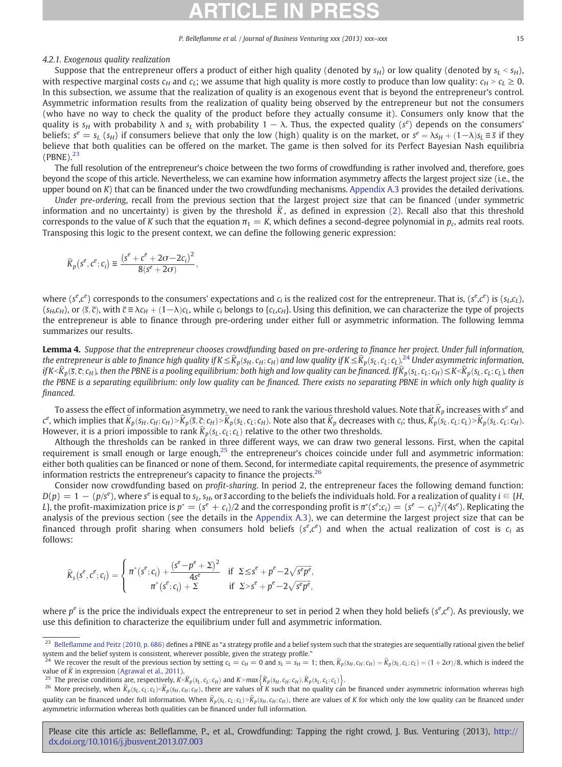#### 4.2.1. Exogenous quality realization

Suppose that the entrepreneur offers a product of either high quality (denoted by $s_H$) or low quality (denoted by $s_L < s_H$), with respective marginal costs $c_H$ and $c_L$; we assume that high quality is more costly to produce than low quality: $c_H > c_L \geq 0$. In this subsection, we assume that the realization of quality is an exogenous event that is beyond the entrepreneur's control. Asymmetric information results from the realization of quality being observed by the entrepreneur but not the consumers (who have no way to check the quality of the product before they actually consume it). Consumers only know that the quality is $s_H$ with probability $\lambda$ and $s_L$ with probability $1 - \lambda$. Thus, the expected quality ($s^e$) depends on the consumers' beliefs; $s^e = s_L$ ($s_H$) if consumers believe that only the low (high) quality is on the market, or $s^e = \lambda s_H + (1-\lambda)s_L \equiv \bar{s}$ if they believe that both qualities can be offered on the market. The game is then solved for its Perfect Bayesian Nash equilibria (PBNE).[23]

The full resolution of the entrepreneur's choice between the two forms of crowdfunding is rather involved and, therefore, goes beyond the scope of this article. Nevertheless, we can examine how information asymmetry affects the largest project size (i.e., the upper bound on $K$) that can be financed under the two crowdfunding mechanisms. Appendix A.3 provides the detailed derivations.

*Under pre-ordering*, recall from the previous section that the largest project size that can be financed (under symmetric information and no uncertainty) is given by the threshold $\widehat{K}$, as defined in expression (2). Recall also that this threshold corresponds to the value of $K$ such that the equation $\pi_1 = K$, which defines a second-degree polynomial in $p_c$, admits real roots. Transposing this logic to the present context, we can define the following generic expression:

$$\widehat{K}_p(s^e, c^e; c_i) \equiv \frac{(s^e + c^e + 2\sigma - 2c_i)^2}{8(s^e + 2\sigma)},$$

where $(s^e,c^e)$ corresponds to the consumers' expectations and $c_i$ is the realized cost for the entrepreneur. That is, $(s^e,c^e)$ is $(s_L,c_L)$, $(s_H,c_H)$, or $(\bar{s}, \bar{c})$, with $\bar{c} \equiv \lambda c_H + (1-\lambda)c_L$, while $c_i$ belongs to $\{c_L,c_H\}$. Using this definition, we can characterize the type of projects the entrepreneur is able to finance through pre-ordering under either full or asymmetric information. The following lemma summarizes our results.

**Lemma 4.** *Suppose that the entrepreneur chooses crowdfunding based on pre-ordering to finance her project. Under full information, the entrepreneur is able to finance high quality if $K \leq \widehat{K}_p(s_H, c_H; c_H)$ and low quality if $K \leq \widehat{K}_p(s_L, c_L; c_L)$.*[24] *Under asymmetric information, if $K < \widehat{K}_p(\bar{s}, \bar{c}; c_H)$, then the PBNE is a pooling equilibrium: both high and low quality can be financed. If $\widehat{K}_p(s_L, c_L; c_H) \leq K < \widehat{K}_p(s_L, c_L; c_L)$, then the PBNE is a separating equilibrium: only low quality can be financed. There exists no separating PBNE in which only high quality is financed.*

To assess the effect of information asymmetry, we need to rank the various threshold values. Note that $\widehat{K}_p$ increases with $s^e$ and $c^e$, which implies that $\widehat{K}_p(s_H, c_H; c_H) > \widehat{K}_p(\bar{s}, \bar{c}; c_H) > \widehat{K}_p(s_L, c_L; c_H)$. Note also that $\widehat{K}_p$ decreases with $c_i$; thus, $\widehat{K}_p(s_L, c_L; c_L) > \widehat{K}_p(s_L, c_L; c_H)$. However, it is a priori impossible to rank $\widehat{K}_p(s_L, c_L; c_L)$ relative to the other two thresholds.

Although the thresholds can be ranked in three different ways, we can draw two general lessons. First, when the capital requirement is small enough or large enough,[25] the entrepreneur's choices coincide under full and asymmetric information: either both qualities can be financed or none of them. Second, for intermediate capital requirements, the presence of asymmetric information restricts the entrepreneur's capacity to finance the projects.[26]

Consider now crowdfunding based on *profit-sharing*. In period 2, the entrepreneur faces the following demand function: $D(p) = 1 - (p/s^e)$, where $s^e$ is equal to $s_L$, $s_H$, or $\bar{s}$ according to the beliefs the individuals hold. For a realization of quality $i \in \{H, L\}$, the profit-maximization price is $p^* = (s^e + c_i)/2$ and the corresponding profit is $\pi^*(s^e;c_i) = (s^e - c_i)^2/(4s^e)$. Replicating the analysis of the previous section (see the details in the Appendix A.3), we can determine the largest project size that can be financed through profit sharing when consumers hold beliefs $(s^e,c^e)$ and when the actual realization of cost is $c_i$ as follows:

$$\widehat{K}_s(s^e, c^e; c_i) = \begin{cases} \pi^*(s^e; c_i) + \dfrac{(s^e - p^e + \Sigma)^2}{4s^e} & \text{if } \Sigma \leq s^e + p^e - 2\sqrt{s^e p^e}, \\ \pi^*(s^e; c_i) + \Sigma & \text{if } \Sigma > s^e + p^e - 2\sqrt{s^e p^e}, \end{cases}$$

where $p^e$ is the price the individuals expect the entrepreneur to set in period 2 when they hold beliefs $(s^e,c^e)$. As previously, we use this definition to characterize the equilibrium under full and asymmetric information.

---

[23] Belleflamme and Peitz (2010, p. 686) defines a PBNE as "a strategy profile and a belief system such that the strategies are sequentially rational given the belief system and the belief system is consistent, wherever possible, given the strategy profile."

[24] We recover the result of the previous section by setting $c_L = c_H = 0$ and $s_L = s_H = 1$; then, $\widehat{K}_p(s_H, c_H; c_H) = \widehat{K}_p(s_L, c_L; c_L) = (1 + 2\sigma)/8$, which is indeed the value of $\widehat{K}$ in expression (Agrawal et al., 2011).

[25] The precise conditions are, respectively, $K < \widehat{K}_p(s_L, c_L; c_H)$ and $K > \max\left\{\widehat{K}_p(s_H, c_H; c_H), \widehat{K}_p(s_L, c_L; c_L)\right\}$.

[26] More precisely, when $\widehat{K}_p(s_L, c_L; c_L) < \widehat{K}_p(s_H, c_H; c_H)$, there are values of $K$ such that no quality can be financed under asymmetric information whereas high quality can be financed under full information. When $\widehat{K}_p(s_L, c_L; c_L) > \widehat{K}_p(s_H, c_H; c_H)$, there are values of $K$ for which only the low quality can be financed under asymmetric information whereas both qualities can be financed under full information.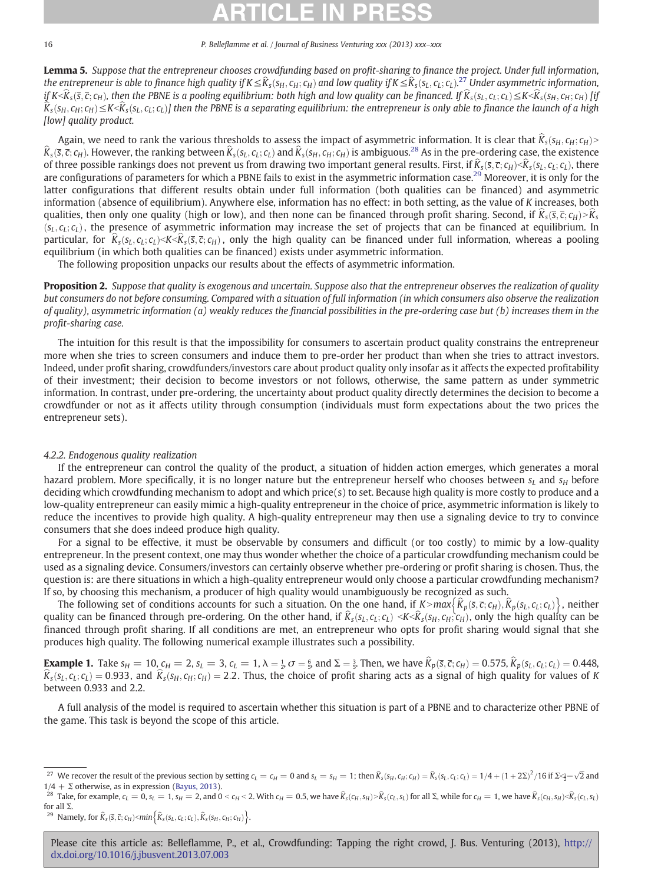**Lemma 5.** *Suppose that the entrepreneur chooses crowdfunding based on profit-sharing to finance the project. Under full information, the entrepreneur is able to finance high quality if $K \le \widehat{K}_s(s_H, c_H; c_H)$ and low quality if $K \le \widehat{K}_s(s_L, c_L; c_L)$.*[27] *Under asymmetric information, if $K < \widehat{K}_s(\bar{s}, \bar{c}; c_H)$, then the PBNE is a pooling equilibrium: both high and low quality can be financed. If $\widehat{K}_s(s_L, c_L; c_L) \le K < \widehat{K}_s(s_H, c_H; c_H)$ [if $\widehat{K}_s(s_H, c_H; c_H) \le K < \widehat{K}_s(s_L, c_L; c_L)$] then the PBNE is a separating equilibrium: the entrepreneur is only able to finance the launch of a high [low] quality product.*

Again, we need to rank the various thresholds to assess the impact of asymmetric information. It is clear that $\widehat{K}_s(s_H, c_H; c_H) > \widehat{K}_s(\bar{s}, \bar{c}; c_H)$. However, the ranking between $\widehat{K}_s(s_L, c_L; c_L)$ and $\widehat{K}_s(s_H, c_H; c_H)$ is ambiguous.[28] As in the pre-ordering case, the existence of three possible rankings does not prevent us from drawing two important general results. First, if $\widehat{K}_s(\bar{s}, \bar{c}; c_H) < \widehat{K}_s(s_L, c_L; c_L)$, there are configurations of parameters for which a PBNE fails to exist in the asymmetric information case.[29] Moreover, it is only for the latter configurations that different results obtain under full information (both qualities can be financed) and asymmetric information (absence of equilibrium). Anywhere else, information has no effect: in both setting, as the value of $K$ increases, both qualities, then only one quality (high or low), and then none can be financed through profit sharing. Second, if $\widehat{K}_s(\bar{s}, \bar{c}; c_H) > \widehat{K}_s(s_L, c_L; c_L)$, the presence of asymmetric information may increase the set of projects that can be financed at equilibrium. In particular, for $\widehat{K}_s(s_L, c_L; c_L) < K < \widehat{K}_s(\bar{s}, \bar{c}; c_H)$, only the high quality can be financed under full information, whereas a pooling equilibrium (in which both qualities can be financed) exists under asymmetric information.

The following proposition unpacks our results about the effects of asymmetric information.

**Proposition 2.** *Suppose that quality is exogenous and uncertain. Suppose also that the entrepreneur observes the realization of quality but consumers do not before consuming. Compared with a situation of full information (in which consumers also observe the realization of quality), asymmetric information (a) weakly reduces the financial possibilities in the pre-ordering case but (b) increases them in the profit-sharing case.*

The intuition for this result is that the impossibility for consumers to ascertain product quality constrains the entrepreneur more when she tries to screen consumers and induce them to pre-order her product than when she tries to attract investors. Indeed, under profit sharing, crowdfunders/investors care about product quality only insofar as it affects the expected profitability of their investment; their decision to become investors or not follows, otherwise, the same pattern as under symmetric information. In contrast, under pre-ordering, the uncertainty about product quality directly determines the decision to become a crowdfunder or not as it affects utility through consumption (individuals must form expectations about the two prices the entrepreneur sets).

#### 4.2.2. Endogenous quality realization

If the entrepreneur can control the quality of the product, a situation of hidden action emerges, which generates a moral hazard problem. More specifically, it is no longer nature but the entrepreneur herself who chooses between $s_L$ and $s_H$ before deciding which crowdfunding mechanism to adopt and which price(s) to set. Because high quality is more costly to produce and a low-quality entrepreneur can easily mimic a high-quality entrepreneur in the choice of price, asymmetric information is likely to reduce the incentives to provide high quality. A high-quality entrepreneur may then use a signaling device to try to convince consumers that she does indeed produce high quality.

For a signal to be effective, it must be observable by consumers and difficult (or too costly) to mimic by a low-quality entrepreneur. In the present context, one may thus wonder whether the choice of a particular crowdfunding mechanism could be used as a signaling device. Consumers/investors can certainly observe whether pre-ordering or profit sharing is chosen. Thus, the question is: are there situations in which a high-quality entrepreneur would only choose a particular crowdfunding mechanism? If so, by choosing this mechanism, a producer of high quality would unambiguously be recognized as such.

The following set of conditions accounts for such a situation. On the one hand, if $K > \max\left\{\widehat{K}_p(\bar{s}, \bar{c}; c_H), \widehat{K}_p(s_L, c_L; c_L)\right\}$, neither quality can be financed through pre-ordering. On the other hand, if $\widehat{K}_s(s_L, c_L; c_L) < K < \widehat{K}_s(s_H, c_H; c_H)$, only the high quality can be financed through profit sharing. If all conditions are met, an entrepreneur who opts for profit sharing would signal that she produces high quality. The following numerical example illustrates such a possibility.

**Example 1.** Take $s_H = 10$, $c_H = 2$, $s_L = 3$, $c_L = 1$, $\lambda = \frac{1}{2}$, $\sigma = \frac{6}{5}$, and $\Sigma = \frac{3}{5}$. Then, we have $\widehat{K}_p(\bar{s}, \bar{c}; c_H) = 0.575$, $\widehat{K}_p(s_L, c_L; c_L) = 0.448$, $\widehat{K}_s(s_L, c_L; c_L) = 0.933$, and $\widehat{K}_s(s_H, c_H; c_H) = 2.2$. Thus, the choice of profit sharing acts as a signal of high quality for values of $K$ between 0.933 and 2.2.

A full analysis of the model is required to ascertain whether this situation is part of a PBNE and to characterize other PBNE of the game. This task is beyond the scope of this article.

---

[27] We recover the result of the previous section by setting $c_L = c_H = 0$ and $s_L = s_H = 1$; then $\widehat{K}_s(s_H, c_H; c_H) = \widehat{K}_s(s_L, c_L; c_L) = 1/4 + (1 + 2\Sigma)^2/16$ if $\Sigma \le \frac{3}{2} - \sqrt{2}$ and $1/4 + \Sigma$ otherwise, as in expression (Bayus, 2013).

[28] Take, for example, $c_L = 0$, $s_L = 1$, $s_H = 2$, and $0 < c_H < 2$. With $c_H = 0.5$, we have $\widehat{K}_s(c_H, s_H) > \widehat{K}_s(c_L, s_L)$ for all $\Sigma$, while for $c_H = 1$, we have $\widehat{K}_s(c_H, s_H) < \widehat{K}_s(c_L, s_L)$ for all $\Sigma$.

[29] Namely, for $\widehat{K}_s(\bar{s}, \bar{c}; c_H) < \min\left\{\widehat{K}_s(s_L, c_L; c_L), \widehat{K}_s(s_H, c_H; c_H)\right\}$.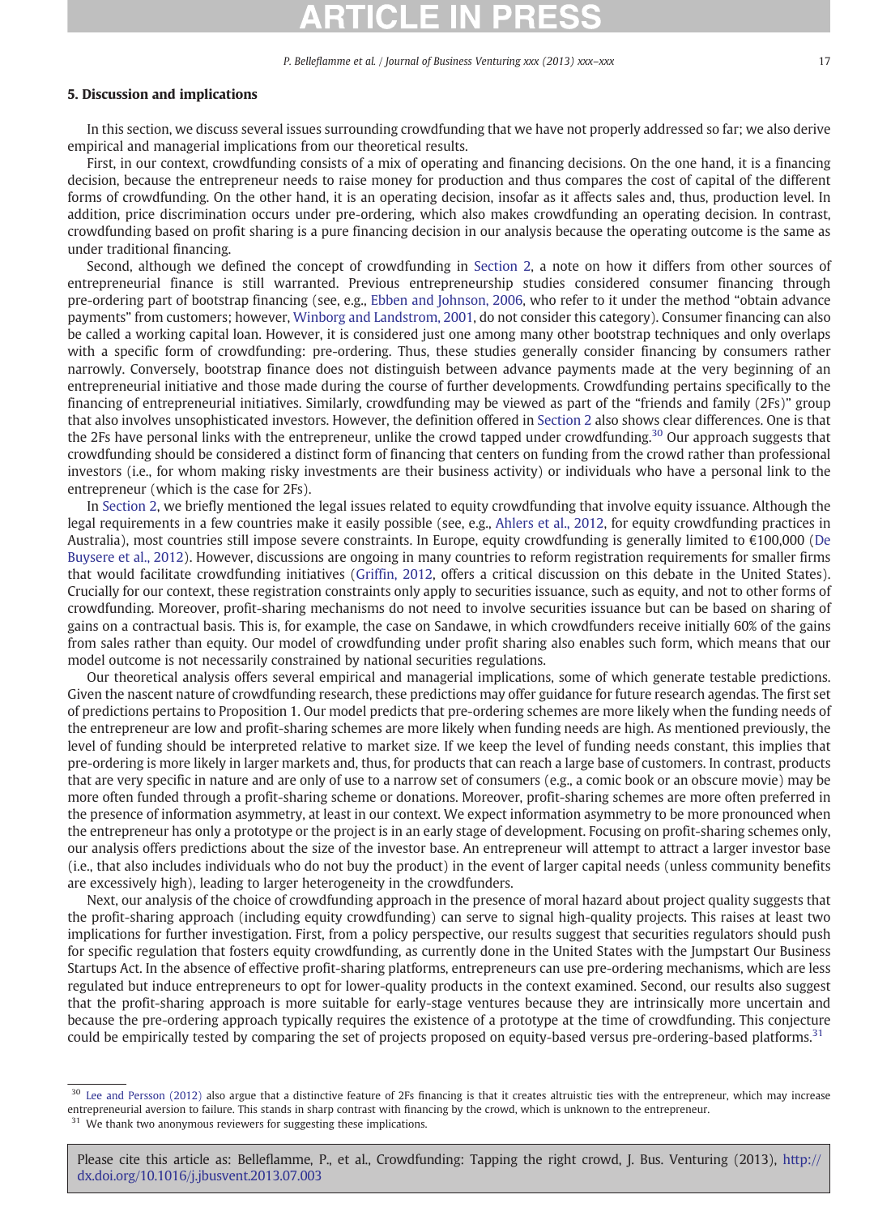## 5. Discussion and implications

In this section, we discuss several issues surrounding crowdfunding that we have not properly addressed so far; we also derive empirical and managerial implications from our theoretical results.

First, in our context, crowdfunding consists of a mix of operating and financing decisions. On the one hand, it is a financing decision, because the entrepreneur needs to raise money for production and thus compares the cost of capital of the different forms of crowdfunding. On the other hand, it is an operating decision, insofar as it affects sales and, thus, production level. In addition, price discrimination occurs under pre-ordering, which also makes crowdfunding an operating decision. In contrast, crowdfunding based on profit sharing is a pure financing decision in our analysis because the operating outcome is the same as under traditional financing.

Second, although we defined the concept of crowdfunding in Section 2, a note on how it differs from other sources of entrepreneurial finance is still warranted. Previous entrepreneurship studies considered consumer financing through pre-ordering part of bootstrap financing (see, e.g., Ebben and Johnson, 2006, who refer to it under the method "obtain advance payments" from customers; however, Winborg and Landstrom, 2001, do not consider this category). Consumer financing can also be called a working capital loan. However, it is considered just one among many other bootstrap techniques and only overlaps with a specific form of crowdfunding: pre-ordering. Thus, these studies generally consider financing by consumers rather narrowly. Conversely, bootstrap finance does not distinguish between advance payments made at the very beginning of an entrepreneurial initiative and those made during the course of further developments. Crowdfunding pertains specifically to the financing of entrepreneurial initiatives. Similarly, crowdfunding may be viewed as part of the "friends and family (2Fs)" group that also involves unsophisticated investors. However, the definition offered in Section 2 also shows clear differences. One is that the 2Fs have personal links with the entrepreneur, unlike the crowd tapped under crowdfunding.[30] Our approach suggests that crowdfunding should be considered a distinct form of financing that centers on funding from the crowd rather than professional investors (i.e., for whom making risky investments are their business activity) or individuals who have a personal link to the entrepreneur (which is the case for 2Fs).

In Section 2, we briefly mentioned the legal issues related to equity crowdfunding that involve equity issuance. Although the legal requirements in a few countries make it easily possible (see, e.g., Ahlers et al., 2012, for equity crowdfunding practices in Australia), most countries still impose severe constraints. In Europe, equity crowdfunding is generally limited to €100,000 (De Buysere et al., 2012). However, discussions are ongoing in many countries to reform registration requirements for smaller firms that would facilitate crowdfunding initiatives (Griffin, 2012, offers a critical discussion on this debate in the United States). Crucially for our context, these registration constraints only apply to securities issuance, such as equity, and not to other forms of crowdfunding. Moreover, profit-sharing mechanisms do not need to involve securities issuance but can be based on sharing of gains on a contractual basis. This is, for example, the case on Sandawe, in which crowdfunders receive initially 60% of the gains from sales rather than equity. Our model of crowdfunding under profit sharing also enables such form, which means that our model outcome is not necessarily constrained by national securities regulations.

Our theoretical analysis offers several empirical and managerial implications, some of which generate testable predictions. Given the nascent nature of crowdfunding research, these predictions may offer guidance for future research agendas. The first set of predictions pertains to Proposition 1. Our model predicts that pre-ordering schemes are more likely when the funding needs of the entrepreneur are low and profit-sharing schemes are more likely when funding needs are high. As mentioned previously, the level of funding should be interpreted relative to market size. If we keep the level of funding needs constant, this implies that pre-ordering is more likely in larger markets and, thus, for products that can reach a large base of customers. In contrast, products that are very specific in nature and are only of use to a narrow set of consumers (e.g., a comic book or an obscure movie) may be more often funded through a profit-sharing scheme or donations. Moreover, profit-sharing schemes are more often preferred in the presence of information asymmetry, at least in our context. We expect information asymmetry to be more pronounced when the entrepreneur has only a prototype or the project is in an early stage of development. Focusing on profit-sharing schemes only, our analysis offers predictions about the size of the investor base. An entrepreneur will attempt to attract a larger investor base (i.e., that also includes individuals who do not buy the product) in the event of larger capital needs (unless community benefits are excessively high), leading to larger heterogeneity in the crowdfunders.

Next, our analysis of the choice of crowdfunding approach in the presence of moral hazard about project quality suggests that the profit-sharing approach (including equity crowdfunding) can serve to signal high-quality projects. This raises at least two implications for further investigation. First, from a policy perspective, our results suggest that securities regulators should push for specific regulation that fosters equity crowdfunding, as currently done in the United States with the Jumpstart Our Business Startups Act. In the absence of effective profit-sharing platforms, entrepreneurs can use pre-ordering mechanisms, which are less regulated but induce entrepreneurs to opt for lower-quality products in the context examined. Second, our results also suggest that the profit-sharing approach is more suitable for early-stage ventures because they are intrinsically more uncertain and because the pre-ordering approach typically requires the existence of a prototype at the time of crowdfunding. This conjecture could be empirically tested by comparing the set of projects proposed on equity-based versus pre-ordering-based platforms.[31]

---

[30] Lee and Persson (2012) also argue that a distinctive feature of 2Fs financing is that it creates altruistic ties with the entrepreneur, which may increase entrepreneurial aversion to failure. This stands in sharp contrast with financing by the crowd, which is unknown to the entrepreneur.

[31] We thank two anonymous reviewers for suggesting these implications.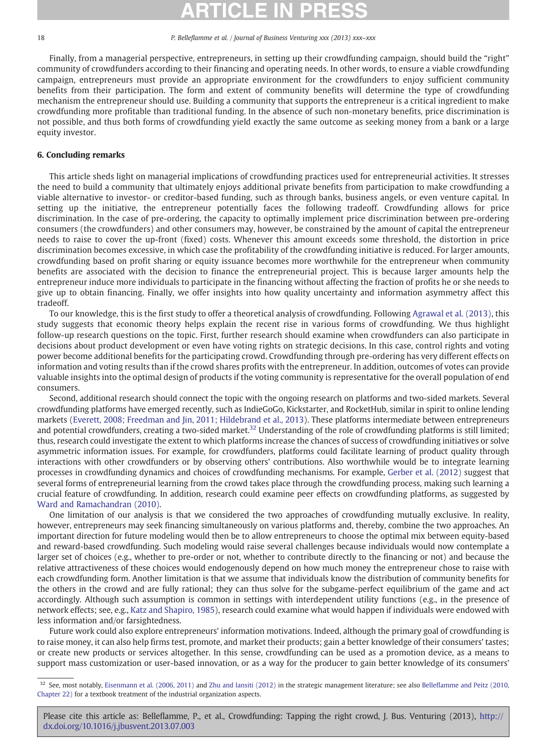Finally, from a managerial perspective, entrepreneurs, in setting up their crowdfunding campaign, should build the "right" community of crowdfunders according to their financing and operating needs. In other words, to ensure a viable crowdfunding campaign, entrepreneurs must provide an appropriate environment for the crowdfunders to enjoy sufficient community benefits from their participation. The form and extent of community benefits will determine the type of crowdfunding mechanism the entrepreneur should use. Building a community that supports the entrepreneur is a critical ingredient to make crowdfunding more profitable than traditional funding. In the absence of such non-monetary benefits, price discrimination is not possible, and thus both forms of crowdfunding yield exactly the same outcome as seeking money from a bank or a large equity investor.

## 6. Concluding remarks

This article sheds light on managerial implications of crowdfunding practices used for entrepreneurial activities. It stresses the need to build a community that ultimately enjoys additional private benefits from participation to make crowdfunding a viable alternative to investor- or creditor-based funding, such as through banks, business angels, or even venture capital. In setting up the initiative, the entrepreneur potentially faces the following tradeoff. Crowdfunding allows for price discrimination. In the case of pre-ordering, the capacity to optimally implement price discrimination between pre-ordering consumers (the crowdfunders) and other consumers may, however, be constrained by the amount of capital the entrepreneur needs to raise to cover the up-front (fixed) costs. Whenever this amount exceeds some threshold, the distortion in price discrimination becomes excessive, in which case the profitability of the crowdfunding initiative is reduced. For larger amounts, crowdfunding based on profit sharing or equity issuance becomes more worthwhile for the entrepreneur when community benefits are associated with the decision to finance the entrepreneurial project. This is because larger amounts help the entrepreneur induce more individuals to participate in the financing without affecting the fraction of profits he or she needs to give up to obtain financing. Finally, we offer insights into how quality uncertainty and information asymmetry affect this tradeoff.

To our knowledge, this is the first study to offer a theoretical analysis of crowdfunding. Following Agrawal et al. (2013), this study suggests that economic theory helps explain the recent rise in various forms of crowdfunding. We thus highlight follow-up research questions on the topic. First, further research should examine when crowdfunders can also participate in decisions about product development or even have voting rights on strategic decisions. In this case, control rights and voting power become additional benefits for the participating crowd. Crowdfunding through pre-ordering has very different effects on information and voting results than if the crowd shares profits with the entrepreneur. In addition, outcomes of votes can provide valuable insights into the optimal design of products if the voting community is representative for the overall population of end consumers.

Second, additional research should connect the topic with the ongoing research on platforms and two-sided markets. Several crowdfunding platforms have emerged recently, such as IndieGoGo, Kickstarter, and RocketHub, similar in spirit to online lending markets (Everett, 2008; Freedman and Jin, 2011; Hildebrand et al., 2013). These platforms intermediate between entrepreneurs and potential crowdfunders, creating a two-sided market.[32] Understanding of the role of crowdfunding platforms is still limited; thus, research could investigate the extent to which platforms increase the chances of success of crowdfunding initiatives or solve asymmetric information issues. For example, for crowdfunders, platforms could facilitate learning of product quality through interactions with other crowdfunders or by observing others' contributions. Also worthwhile would be to integrate learning processes in crowdfunding dynamics and choices of crowdfunding mechanisms. For example, Gerber et al. (2012) suggest that several forms of entrepreneurial learning from the crowd takes place through the crowdfunding process, making such learning a crucial feature of crowdfunding. In addition, research could examine peer effects on crowdfunding platforms, as suggested by Ward and Ramachandran (2010).

One limitation of our analysis is that we considered the two approaches of crowdfunding mutually exclusive. In reality, however, entrepreneurs may seek financing simultaneously on various platforms and, thereby, combine the two approaches. An important direction for future modeling would then be to allow entrepreneurs to choose the optimal mix between equity-based and reward-based crowdfunding. Such modeling would raise several challenges because individuals would now contemplate a larger set of choices (e.g., whether to pre-order or not, whether to contribute directly to the financing or not) and because the relative attractiveness of these choices would endogenously depend on how much money the entrepreneur chose to raise with each crowdfunding form. Another limitation is that we assume that individuals know the distribution of community benefits for the others in the crowd and are fully rational; they can thus solve for the subgame-perfect equilibrium of the game and act accordingly. Although such assumption is common in settings with interdependent utility functions (e.g., in the presence of network effects; see, e.g., Katz and Shapiro, 1985), research could examine what would happen if individuals were endowed with less information and/or farsightedness.

Future work could also explore entrepreneurs' information motivations. Indeed, although the primary goal of crowdfunding is to raise money, it can also help firms test, promote, and market their products; gain a better knowledge of their consumers' tastes; or create new products or services altogether. In this sense, crowdfunding can be used as a promotion device, as a means to support mass customization or user-based innovation, or as a way for the producer to gain better knowledge of its consumers'

---

[32] See, most notably, Eisenmann et al. (2006, 2011) and Zhu and Iansiti (2012) in the strategic management literature; see also Belleflamme and Peitz (2010, Chapter 22) for a textbook treatment of the industrial organization aspects.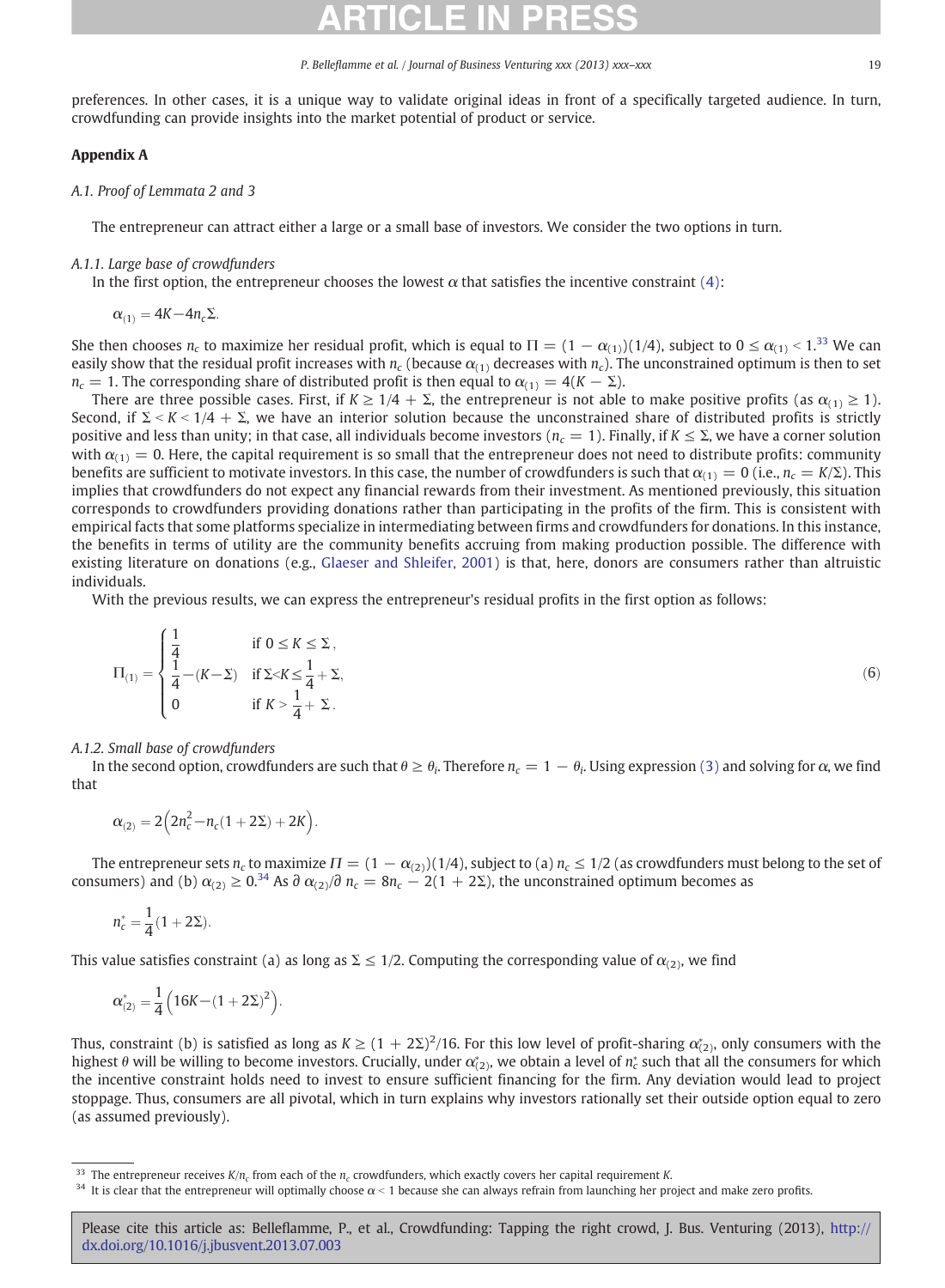preferences. In other cases, it is a unique way to validate original ideas in front of a specifically targeted audience. In turn, crowdfunding can provide insights into the market potential of product or service.

## Appendix A

### A.1. Proof of Lemmata 2 and 3

The entrepreneur can attract either a large or a small base of investors. We consider the two options in turn.

#### A.1.1. Large base of crowdfunders

In the first option, the entrepreneur chooses the lowest $\alpha$ that satisfies the incentive constraint (4):

$$\alpha_{(1)} = 4K - 4n_c\Sigma.$$

She then chooses $n_c$ to maximize her residual profit, which is equal to $\Pi = (1 - \alpha_{(1)})(1/4)$, subject to $0 \le \alpha_{(1)} < 1$.[33] We can easily show that the residual profit increases with $n_c$ (because $\alpha_{(1)}$ decreases with $n_c$). The unconstrained optimum is then to set $n_c = 1$. The corresponding share of distributed profit is then equal to $\alpha_{(1)} = 4(K - \Sigma)$.

There are three possible cases. First, if $K \ge 1/4 + \Sigma$, the entrepreneur is not able to make positive profits (as $\alpha_{(1)} \ge 1$). Second, if $\Sigma < K < 1/4 + \Sigma$, we have an interior solution because the unconstrained share of distributed profits is strictly positive and less than unity; in that case, all individuals become investors ($n_c = 1$). Finally, if $K \le \Sigma$, we have a corner solution with $\alpha_{(1)} = 0$. Here, the capital requirement is so small that the entrepreneur does not need to distribute profits: community benefits are sufficient to motivate investors. In this case, the number of crowdfunders is such that $\alpha_{(1)} = 0$ (i.e., $n_c = K/\Sigma$). This implies that crowdfunders do not expect any financial rewards from their investment. As mentioned previously, this situation corresponds to crowdfunders providing donations rather than participating in the profits of the firm. This is consistent with empirical facts that some platforms specialize in intermediating between firms and crowdfunders for donations. In this instance, the benefits in terms of utility are the community benefits accruing from making production possible. The difference with existing literature on donations (e.g., Glaeser and Shleifer, 2001) is that, here, donors are consumers rather than altruistic individuals.

With the previous results, we can express the entrepreneur's residual profits in the first option as follows:

$$\Pi_{(1)} = \begin{cases} \dfrac{1}{4} & \text{if } 0 \le K \le \Sigma, \\ \dfrac{1}{4} - (K - \Sigma) & \text{if } \Sigma < K \le \dfrac{1}{4} + \Sigma, \\ 0 & \text{if } K > \dfrac{1}{4} + \Sigma. \end{cases} \tag{6}$$

#### A.1.2. Small base of crowdfunders

In the second option, crowdfunders are such that $\theta \ge \theta_i$. Therefore $n_c = 1 - \theta_i$. Using expression (3) and solving for $\alpha$, we find that

$$\alpha_{(2)} = 2\left(2n_c^2 - n_c(1 + 2\Sigma) + 2K\right).$$

The entrepreneur sets $n_c$ to maximize $\Pi = (1 - \alpha_{(2)})(1/4)$, subject to (a) $n_c \le 1/2$ (as crowdfunders must belong to the set of consumers) and (b) $\alpha_{(2)} \ge 0$.[34] As $\partial\,\alpha_{(2)}/\partial\, n_c = 8n_c - 2(1 + 2\Sigma)$, the unconstrained optimum becomes as

$$n_c^* = \frac{1}{4}(1 + 2\Sigma).$$

This value satisfies constraint (a) as long as $\Sigma \le 1/2$. Computing the corresponding value of $\alpha_{(2)}$, we find

$$\alpha_{(2)}^* = \frac{1}{4}\left(16K - (1 + 2\Sigma)^2\right).$$

Thus, constraint (b) is satisfied as long as $K \ge (1 + 2\Sigma)^2/16$. For this low level of profit-sharing $\alpha_{(2)}^*$, only consumers with the highest $\theta$ will be willing to become investors. Crucially, under $\alpha_{(2)}^*$, we obtain a level of $n_c^*$ such that all the consumers for which the incentive constraint holds need to invest to ensure sufficient financing for the firm. Any deviation would lead to project stoppage. Thus, consumers are all pivotal, which in turn explains why investors rationally set their outside option equal to zero (as assumed previously).

---

[33] The entrepreneur receives $K/n_c$ from each of the $n_c$ crowdfunders, which exactly covers her capital requirement $K$.

[34] It is clear that the entrepreneur will optimally choose $\alpha < 1$ because she can always refrain from launching her project and make zero profits.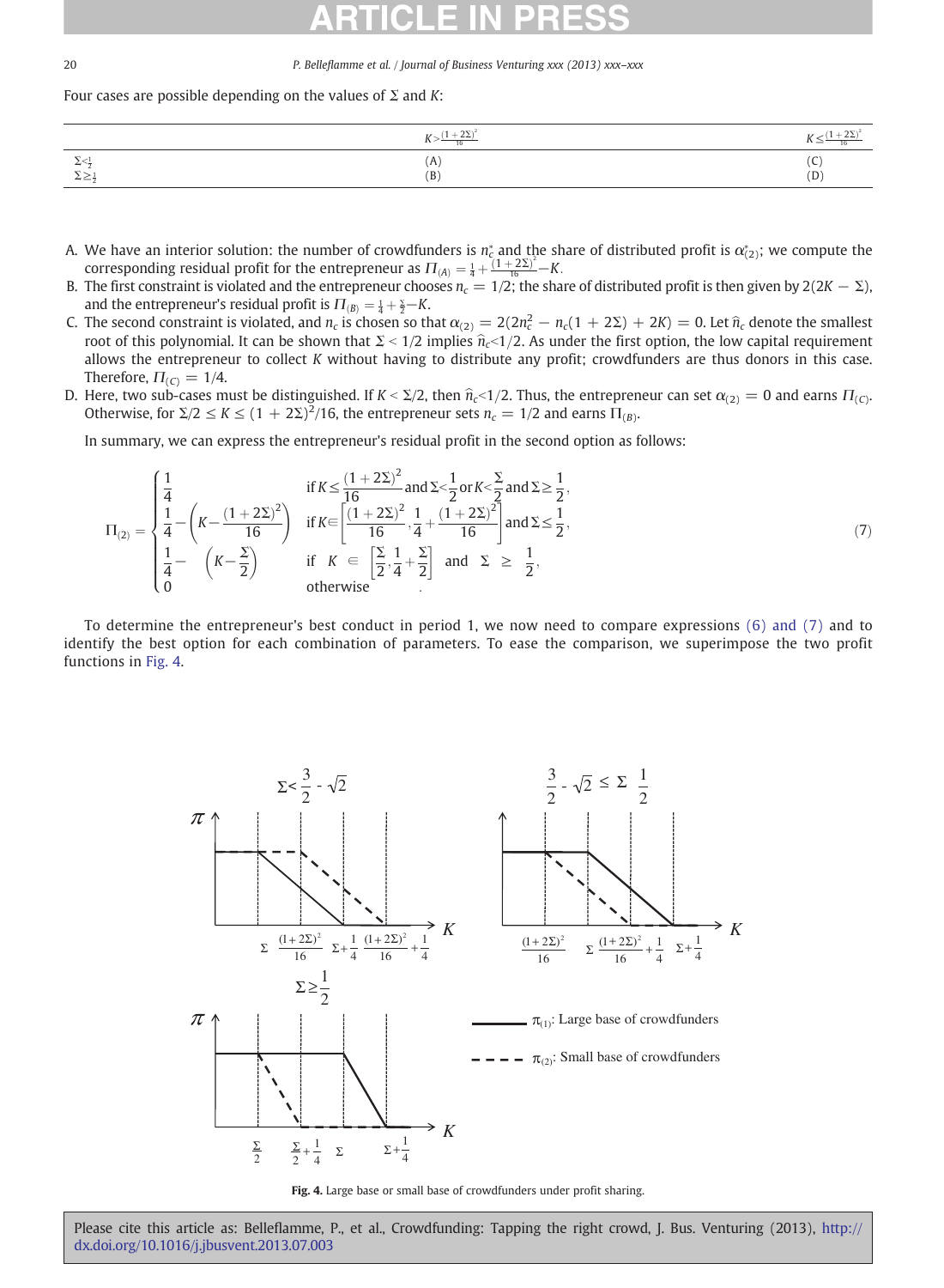Four cases are possible depending on the values of $\Sigma$ and $K$:

| | $K > \frac{(1+2\Sigma)^2}{16}$ | $K \leq \frac{(1+2\Sigma)^2}{16}$ |
|---|---|---|
| $\Sigma < \frac{1}{2}$ | (A) | (C) |
| $\Sigma \geq \frac{1}{2}$ | (B) | (D) |

A. We have an interior solution: the number of crowdfunders is $n_c^*$ and the share of distributed profit is $\alpha_{(2)}^*$; we compute the corresponding residual profit for the entrepreneur as $\Pi_{(A)} = \frac{1}{4} + \frac{(1+2\Sigma)^2}{16} - K$.

B. The first constraint is violated and the entrepreneur chooses $n_c = 1/2$; the share of distributed profit is then given by $2(2K - \Sigma)$, and the entrepreneur's residual profit is $\Pi_{(B)} = \frac{1}{4} + \frac{\Sigma}{2} - K$.

C. The second constraint is violated, and $n_c$ is chosen so that $\alpha_{(2)} = 2(2n_c^2 - n_c(1 + 2\Sigma) + 2K) = 0$. Let $\hat{n}_c$ denote the smallest root of this polynomial. It can be shown that $\Sigma < 1/2$ implies $\hat{n}_c < 1/2$. As under the first option, the low capital requirement allows the entrepreneur to collect $K$ without having to distribute any profit; crowdfunders are thus donors in this case. Therefore, $\Pi_{(C)} = 1/4$.

D. Here, two sub-cases must be distinguished. If $K < \Sigma/2$, then $\hat{n}_c < 1/2$. Thus, the entrepreneur can set $\alpha_{(2)} = 0$ and earns $\Pi_{(C)}$. Otherwise, for $\Sigma/2 \leq K \leq (1 + 2\Sigma)^2/16$, the entrepreneur sets $n_c = 1/2$ and earns $\Pi_{(B)}$.

In summary, we can express the entrepreneur's residual profit in the second option as follows:

$$\Pi_{(2)} = \begin{cases} \frac{1}{4} & \text{if } K \leq \frac{(1+2\Sigma)^2}{16} \text{ and } \Sigma < \frac{1}{2} \text{ or } K < \frac{\Sigma}{2} \text{ and } \Sigma \geq \frac{1}{2}, \\ \frac{1}{4} - \left(K - \frac{(1+2\Sigma)^2}{16}\right) & \text{if } K \in \left[\frac{(1+2\Sigma)^2}{16}, \frac{1}{4} + \frac{(1+2\Sigma)^2}{16}\right] \text{ and } \Sigma \leq \frac{1}{2}, \\ \frac{1}{4} - \left(K - \frac{\Sigma}{2}\right) & \text{if } K \in \left[\frac{\Sigma}{2}, \frac{1}{4} + \frac{\Sigma}{2}\right] \text{ and } \Sigma \geq \frac{1}{2}, \\ 0 & \text{otherwise} \end{cases} \tag{7}$$

To determine the entrepreneur's best conduct in period 1, we now need to compare expressions (6) and (7) and to identify the best option for each combination of parameters. To ease the comparison, we superimpose the two profit functions in Fig. 4.

Fig. 4. Large base or small base of crowdfunders under profit sharing.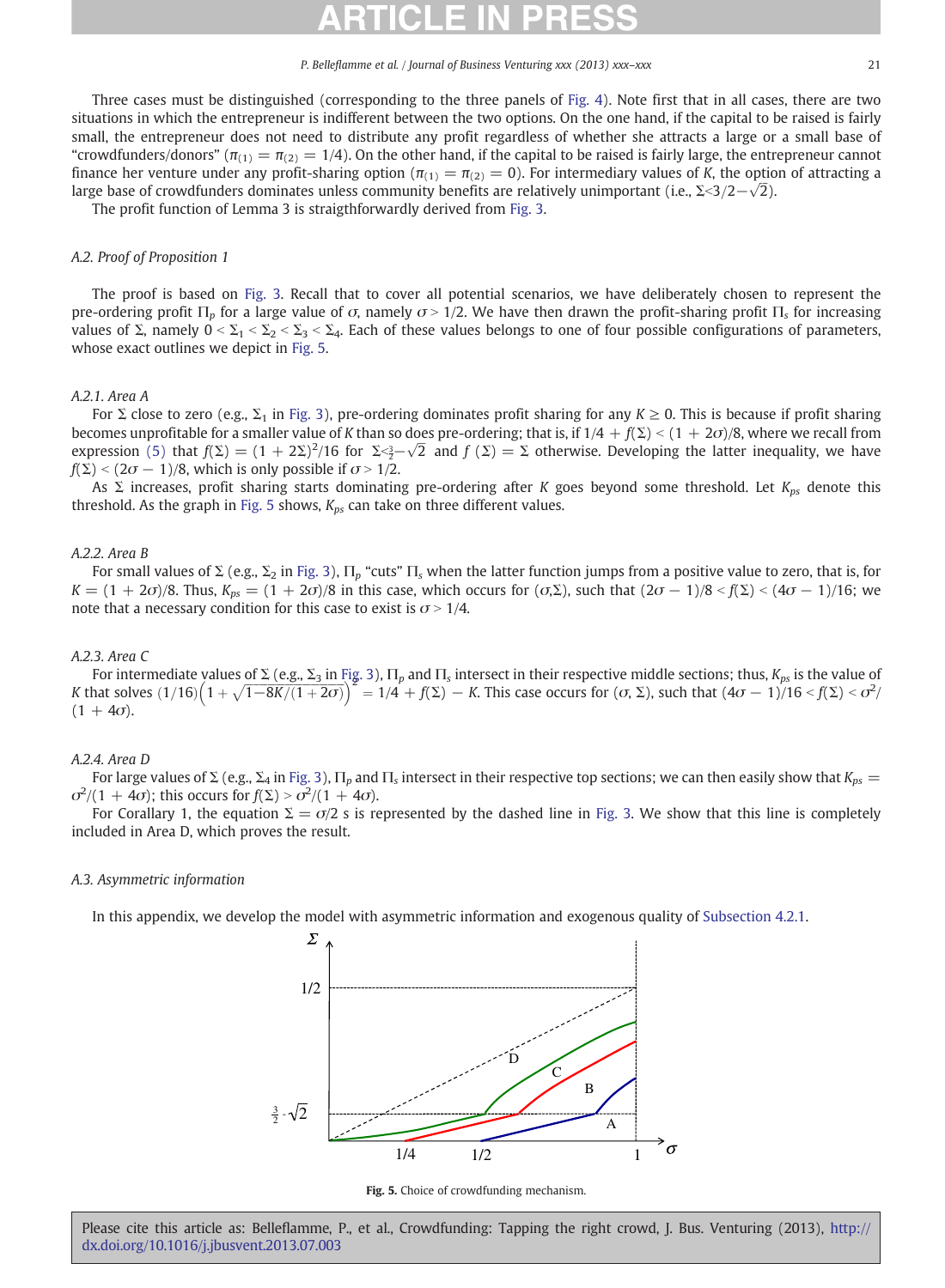Three cases must be distinguished (corresponding to the three panels of Fig. 4). Note first that in all cases, there are two situations in which the entrepreneur is indifferent between the two options. On the one hand, if the capital to be raised is fairly small, the entrepreneur does not need to distribute any profit regardless of whether she attracts a large or a small base of "crowdfunders/donors" ($\pi_{(1)} = \pi_{(2)} = 1/4$). On the other hand, if the capital to be raised is fairly large, the entrepreneur cannot finance her venture under any profit-sharing option ($\pi_{(1)} = \pi_{(2)} = 0$). For intermediary values of $K$, the option of attracting a large base of crowdfunders dominates unless community benefits are relatively unimportant (i.e., $\Sigma < 3/2 - \sqrt{2}$).

The profit function of Lemma 3 is straigthforwardly derived from Fig. 3.

## A.2. Proof of Proposition 1

The proof is based on Fig. 3. Recall that to cover all potential scenarios, we have deliberately chosen to represent the pre-ordering profit $\Pi_p$ for a large value of $\sigma$, namely $\sigma > 1/2$. We have then drawn the profit-sharing profit $\Pi_s$ for increasing values of $\Sigma$, namely $0 < \Sigma_1 < \Sigma_2 < \Sigma_3 < \Sigma_4$. Each of these values belongs to one of four possible configurations of parameters, whose exact outlines we depict in Fig. 5.

### A.2.1. Area A

For $\Sigma$ close to zero (e.g., $\Sigma_1$ in Fig. 3), pre-ordering dominates profit sharing for any $K \geq 0$. This is because if profit sharing becomes unprofitable for a smaller value of $K$ than so does pre-ordering; that is, if $1/4 + f(\Sigma) < (1 + 2\sigma)/8$, where we recall from expression (5) that $f(\Sigma) = (1 + 2\Sigma)^2/16$ for $\Sigma < \frac{3}{2} - \sqrt{2}$ and $f(\Sigma) = \Sigma$ otherwise. Developing the latter inequality, we have $f(\Sigma) < (2\sigma - 1)/8$, which is only possible if $\sigma > 1/2$.

As $\Sigma$ increases, profit sharing starts dominating pre-ordering after $K$ goes beyond some threshold. Let $K_{ps}$ denote this threshold. As the graph in Fig. 5 shows, $K_{ps}$ can take on three different values.

### A.2.2. Area B

For small values of $\Sigma$ (e.g., $\Sigma_2$ in Fig. 3), $\Pi_p$ "cuts" $\Pi_s$ when the latter function jumps from a positive value to zero, that is, for $K = (1 + 2\sigma)/8$. Thus, $K_{ps} = (1 + 2\sigma)/8$ in this case, which occurs for $(\sigma, \Sigma)$, such that $(2\sigma - 1)/8 < f(\Sigma) < (4\sigma - 1)/16$; we note that a necessary condition for this case to exist is $\sigma > 1/4$.

### A.2.3. Area C

For intermediate values of $\Sigma$ (e.g., $\Sigma_3$ in Fig. 3), $\Pi_p$ and $\Pi_s$ intersect in their respective middle sections; thus, $K_{ps}$ is the value of $K$ that solves $(1/16)\left(1 + \sqrt{1 - 8K/(1 + 2\sigma)}\right)^2 = 1/4 + f(\Sigma) - K$. This case occurs for $(\sigma, \Sigma)$, such that $(4\sigma - 1)/16 < f(\Sigma) < \sigma^2/(1 + 4\sigma)$.

### A.2.4. Area D

For large values of $\Sigma$ (e.g., $\Sigma_4$ in Fig. 3), $\Pi_p$ and $\Pi_s$ intersect in their respective top sections; we can then easily show that $K_{ps} = \sigma^2/(1 + 4\sigma)$; this occurs for $f(\Sigma) > \sigma^2/(1 + 4\sigma)$.

For Corallary 1, the equation $\Sigma = \sigma/2$ s is represented by the dashed line in Fig. 3. We show that this line is completely included in Area D, which proves the result.

## A.3. Asymmetric information

In this appendix, we develop the model with asymmetric information and exogenous quality of Subsection 4.2.1.

Fig. 5. Choice of crowdfunding mechanism.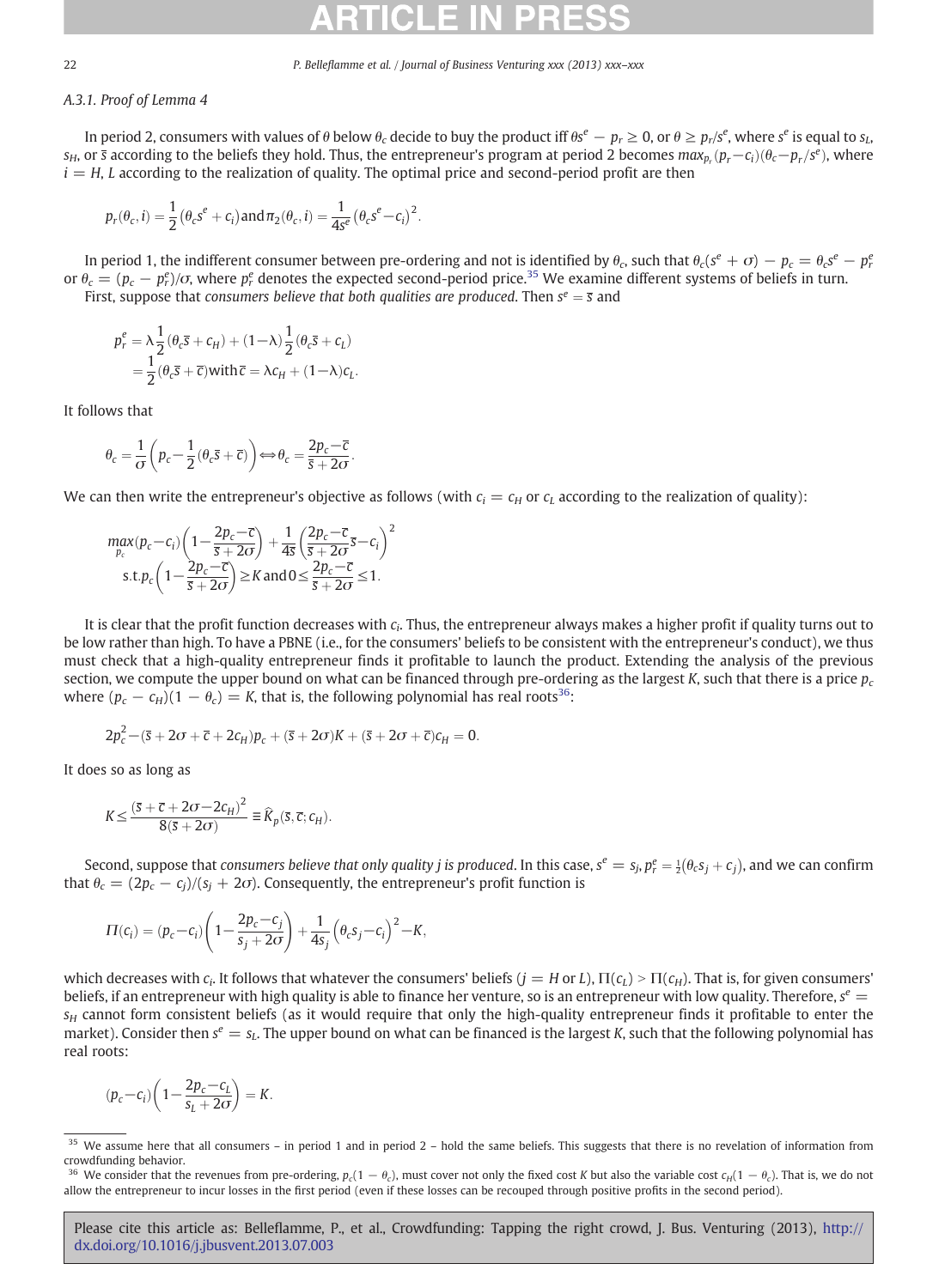### A.3.1. Proof of Lemma 4

In period 2, consumers with values of $\theta$ below $\theta_c$ decide to buy the product iff $\theta s^e - p_r \geq 0$, or $\theta \geq p_r/s^e$, where $s^e$ is equal to $s_L$, $s_H$, or $\bar{s}$ according to the beliefs they hold. Thus, the entrepreneur's program at period 2 becomes $max_{p_r}(p_r - c_i)(\theta_c - p_r/s^e)$, where $i = H, L$ according to the realization of quality. The optimal price and second-period profit are then

$$p_r(\theta_c, i) = \frac{1}{2}\left(\theta_c s^e + c_i\right) \text{and} \pi_2(\theta_c, i) = \frac{1}{4s^e}\left(\theta_c s^e - c_i\right)^2.$$

In period 1, the indifferent consumer between pre-ordering and not is identified by $\theta_c$, such that $\theta_c(s^e + \sigma) - p_c = \theta_c s^e - p_r^e$ or $\theta_c = (p_c - p_r^e)/\sigma$, where $p_r^e$ denotes the expected second-period price.[35] We examine different systems of beliefs in turn.

First, suppose that *consumers believe that both qualities are produced*. Then $s^e = \bar{s}$ and

$$\begin{aligned} p_r^e &= \lambda \frac{1}{2}\left(\theta_c \bar{s} + c_H\right) + (1 - \lambda)\frac{1}{2}\left(\theta_c \bar{s} + c_L\right) \\ &= \frac{1}{2}\left(\theta_c \bar{s} + \bar{c}\right) \text{with} \bar{c} = \lambda c_H + (1 - \lambda)c_L. \end{aligned}$$

It follows that

$$\theta_c = \frac{1}{\sigma}\left(p_c - \frac{1}{2}\left(\theta_c \bar{s} + \bar{c}\right)\right) \Leftrightarrow \theta_c = \frac{2p_c - \bar{c}}{\bar{s} + 2\sigma}.$$

We can then write the entrepreneur's objective as follows (with $c_i = c_H$ or $c_L$ according to the realization of quality):

$$\begin{aligned} &\max_{p_c}(p_c - c_i)\left(1 - \frac{2p_c - \bar{c}}{\bar{s} + 2\sigma}\right) + \frac{1}{4\bar{s}}\left(\frac{2p_c - \bar{c}}{\bar{s} + 2\sigma}\bar{s} - c_i\right)^2 \\ &\text{s.t.} p_c\left(1 - \frac{2p_c - \bar{c}}{\bar{s} + 2\sigma}\right) \geq K \text{and} 0 \leq \frac{2p_c - \bar{c}}{\bar{s} + 2\sigma} \leq 1. \end{aligned}$$

It is clear that the profit function decreases with $c_i$. Thus, the entrepreneur always makes a higher profit if quality turns out to be low rather than high. To have a PBNE (i.e., for the consumers' beliefs to be consistent with the entrepreneur's conduct), we thus must check that a high-quality entrepreneur finds it profitable to launch the product. Extending the analysis of the previous section, we compute the upper bound on what can be financed through pre-ordering as the largest $K$, such that there is a price $p_c$ where $(p_c - c_H)(1 - \theta_c) = K$, that is, the following polynomial has real roots[36]:

$$2p_c^2 - (\bar{s} + 2\sigma + \bar{c} + 2c_H)p_c + (\bar{s} + 2\sigma)K + (\bar{s} + 2\sigma + \bar{c})c_H = 0.$$

It does so as long as

$$K \leq \frac{(\bar{s} + \bar{c} + 2\sigma - 2c_H)^2}{8(\bar{s} + 2\sigma)} \equiv \widehat{K}_p(\bar{s}, \bar{c}; c_H).$$

Second, suppose that *consumers believe that only quality j is produced*. In this case, $s^e = s_j$, $p_r^e = \frac{1}{2}(\theta_c s_j + c_j)$, and we can confirm that $\theta_c = (2p_c - c_j)/(s_j + 2\sigma)$. Consequently, the entrepreneur's profit function is

$$\Pi(c_i) = (p_c - c_i)\left(1 - \frac{2p_c - c_j}{s_j + 2\sigma}\right) + \frac{1}{4s_j}\left(\theta_c s_j - c_i\right)^2 - K,$$

which decreases with $c_i$. It follows that whatever the consumers' beliefs ($j = H$ or $L$), $\Pi(c_L) > \Pi(c_H)$. That is, for given consumers' beliefs, if an entrepreneur with high quality is able to finance her venture, so is an entrepreneur with low quality. Therefore, $s^e = s_H$ cannot form consistent beliefs (as it would require that only the high-quality entrepreneur finds it profitable to enter the market). Consider then $s^e = s_L$. The upper bound on what can be financed is the largest $K$, such that the following polynomial has real roots:

$$(p_c - c_i)\left(1 - \frac{2p_c - c_L}{s_L + 2\sigma}\right) = K.$$

---

[35] We assume here that all consumers – in period 1 and in period 2 – hold the same beliefs. This suggests that there is no revelation of information from crowdfunding behavior.

[36] We consider that the revenues from pre-ordering, $p_c(1 - \theta_c)$, must cover not only the fixed cost $K$ but also the variable cost $c_H(1 - \theta_c)$. That is, we do not allow the entrepreneur to incur losses in the first period (even if these losses can be recouped through positive profits in the second period).

Please cite this article as: Belleflamme, P., et al., Crowdfunding: Tapping the right crowd, J. Bus. Venturing (2013), http://dx.doi.org/10.1016/j.jbusvent.2013.07.003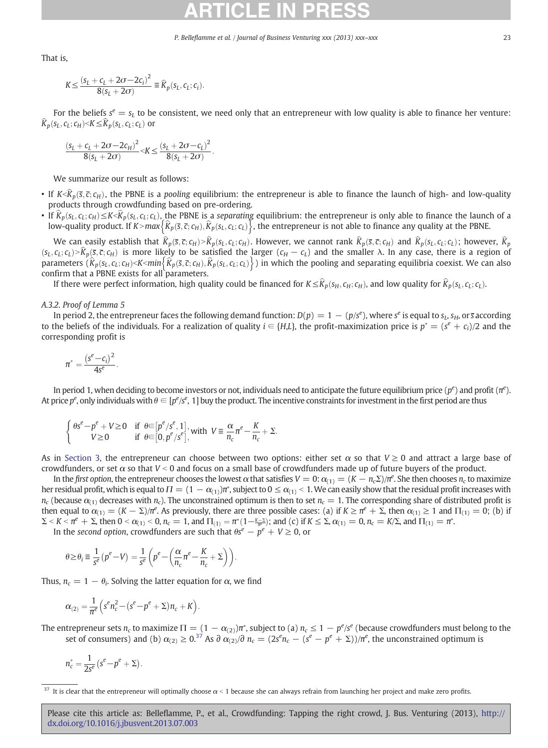That is,

$$K \leq \frac{(s_L + c_L + 2\sigma - 2c_i)^2}{8(s_L + 2\sigma)} \equiv \widehat{K}_p(s_L, c_L; c_i).$$

For the beliefs $s^e = s_L$ to be consistent, we need only that an entrepreneur with low quality is able to finance her venture: $\widehat{K}_p(s_L, c_L; c_H) < K \leq \widehat{K}_p(s_L, c_L; c_L)$ or

$$\frac{(s_L + c_L + 2\sigma - 2c_H)^2}{8(s_L + 2\sigma)} < K \leq \frac{(s_L + 2\sigma - c_L)^2}{8(s_L + 2\sigma)}.$$

We summarize our result as follows:

- If $K < \widehat{K}_p(\bar{s}, \bar{c}; c_H)$, the PBNE is a *pooling* equilibrium: the entrepreneur is able to finance the launch of high- and low-quality products through crowdfunding based on pre-ordering.
- If $\widehat{K}_p(s_L, c_L; c_H) \leq K < \widehat{K}_p(s_L, c_L; c_L)$, the PBNE is a *separating* equilibrium: the entrepreneur is only able to finance the launch of a low-quality product. If $K > max\left\{\widehat{K}_p(\bar{s}, \bar{c}; c_H), \widehat{K}_p(s_L, c_L; c_L)\right\}$, the entrepreneur is not able to finance any quality at the PBNE.

We can easily establish that $\widehat{K}_p(\bar{s}, \bar{c}; c_H) > \widehat{K}_p(s_L, c_L; c_H)$. However, we cannot rank $\widehat{K}_p(\bar{s}, \bar{c}; c_H)$ and $\widehat{K}_p(s_L, c_L; c_L)$; however, $\widehat{K}_p(s_L, c_L; c_L) > \widehat{K}_p(\bar{s}, \bar{c}; c_H)$ is more likely to be satisfied the larger $(c_H - c_L)$ and the smaller $\lambda$. In any case, there is a region of parameters ($\widehat{K}_p(s_L, c_L; c_H) < K < min\left\{\widehat{K}_p(\bar{s}, \bar{c}; c_H), \widehat{K}_p(s_L, c_L; c_L)\right\}$) in which the pooling and separating equilibria coexist. We can also confirm that a PBNE exists for all parameters.

If there were perfect information, high quality could be financed for $K \leq \widehat{K}_p(s_H, c_H; c_H)$, and low quality for $\widehat{K}_p(s_L, c_L; c_L)$.

### A.3.2. Proof of Lemma 5

In period 2, the entrepreneur faces the following demand function: $D(p) = 1 - (p/s^e)$, where $s^e$ is equal to $s_L$, $s_H$, or $\bar{s}$ according to the beliefs of the individuals. For a realization of quality $i \in \{H,L\}$, the profit-maximization price is $p^* = (s^e + c_i)/2$ and the corresponding profit is

$$\pi^* = \frac{(s^e - c_i)^2}{4s^e}.$$

In period 1, when deciding to become investors or not, individuals need to anticipate the future equilibrium price ($p^e$) and profit ($\pi^e$). At price $p^e$, only individuals with $\theta \in [p^e/s^e, 1]$ buy the product. The incentive constraints for investment in the first period are thus

$$\begin{cases} \theta s^e - p^e + V \geq 0 & \text{if } \theta \in [p^e/s^e, 1], \\ V \geq 0 & \text{if } \theta \in [0, p^e/s^e], \end{cases} \text{with } V \equiv \frac{\alpha}{n_c}\pi^e - \frac{K}{n_c} + \Sigma.$$

As in Section 3, the entrepreneur can choose between two options: either set $\alpha$ so that $V \geq 0$ and attract a large base of crowdfunders, or set $\alpha$ so that $V < 0$ and focus on a small base of crowdfunders made up of future buyers of the product.

In the *first option*, the entrepreneur chooses the lowest $\alpha$ that satisfies $V = 0$: $\alpha_{(1)} = (K - n_c\Sigma)/\pi^e$. She then chooses $n_c$ to maximize her residual profit, which is equal to $\Pi = (1 - \alpha_{(1)})\pi^*$, subject to $0 \leq \alpha_{(1)} < 1$. We can easily show that the residual profit increases with $n_c$ (because $\alpha_{(1)}$ decreases with $n_c$). The unconstrained optimum is then to set $n_c = 1$. The corresponding share of distributed profit is then equal to $\alpha_{(1)} = (K - \Sigma)/\pi^e$. As previously, there are three possible cases: (a) if $K \geq \pi^e + \Sigma$, then $\alpha_{(1)} \geq 1$ and $\Pi_{(1)} = 0$; (b) if $\Sigma < K < \pi^e + \Sigma$, then $0 < \alpha_{(1)} < 0$, $n_c = 1$, and $\Pi_{(1)} = \pi^*(1 - \frac{K-\Sigma}{\pi^e})$; and (c) if $K \leq \Sigma$, $\alpha_{(1)} = 0$, $n_c = K/\Sigma$, and $\Pi_{(1)} = \pi^*$.

In the *second option*, crowdfunders are such that $\theta s^e - p^e + V \geq 0$, or

$$\theta \geq \theta_i \equiv \frac{1}{s^e}(p^e - V) = \frac{1}{s^e}\left(p^e - \left(\frac{\alpha}{n_c}\pi^e - \frac{K}{n_c} + \Sigma\right)\right).$$

Thus, $n_c = 1 - \theta_i$. Solving the latter equation for $\alpha$, we find

$$\alpha_{(2)} = \frac{1}{\pi^e}\left(s^e n_c^2 - (s^e - p^e + \Sigma)n_c + K\right).$$

The entrepreneur sets $n_c$ to maximize $\Pi = (1 - \alpha_{(2)})\pi^*$, subject to (a) $n_c \leq 1 - p^e/s^e$ (because crowdfunders must belong to the set of consumers) and (b) $\alpha_{(2)} \geq 0$.[37] As $\partial\alpha_{(2)}/\partial n_c = (2s^e n_c - (s^e - p^e + \Sigma))/\pi^e$, the unconstrained optimum is

$$n_c^* = \frac{1}{2s^e}(s^e - p^e + \Sigma).$$

[37] It is clear that the entrepreneur will optimally choose $\alpha < 1$ because she can always refrain from launching her project and make zero profits.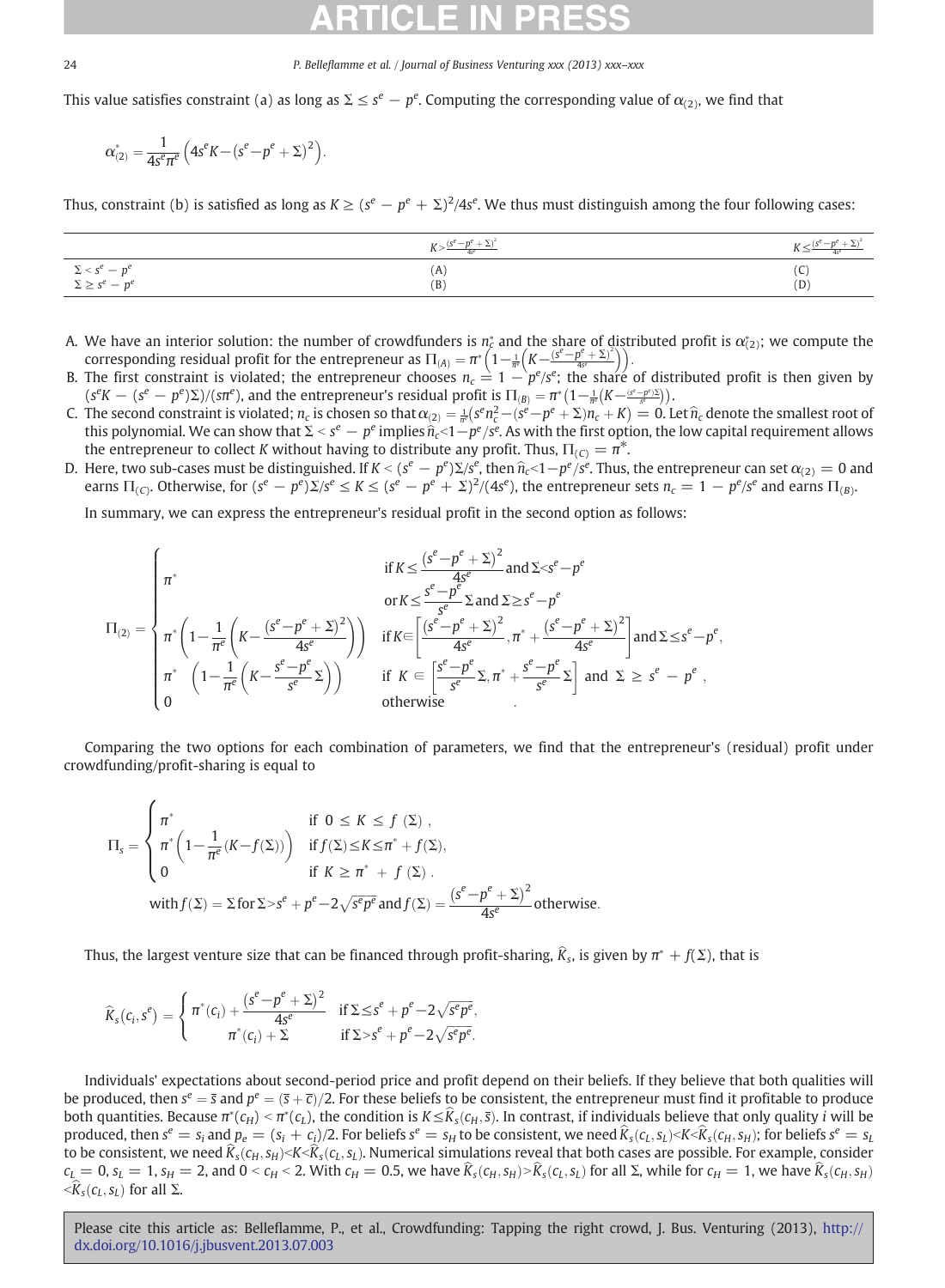This value satisfies constraint (a) as long as $\Sigma \leq s^e - p^e$. Computing the corresponding value of $\alpha_{(2)}$, we find that

$$\alpha^*_{(2)} = \frac{1}{4s^e\pi^e}\left(4s^eK - \left(s^e - p^e + \Sigma\right)^2\right).$$

Thus, constraint (b) is satisfied as long as $K \geq (s^e - p^e + \Sigma)^2/4s^e$. We thus must distinguish among the four following cases:

| | $K > \frac{(s^e - p^e + \Sigma)^2}{4s^e}$ | $K \leq \frac{(s^e - p^e + \Sigma)^2}{4s^e}$ |
|---|---|---|
| $\Sigma < s^e - p^e$ | (A) | (C) |
| $\Sigma \geq s^e - p^e$ | (B) | (D) |

A. We have an interior solution: the number of crowdfunders is $n_c^*$ and the share of distributed profit is $\alpha^*_{(2)}$; we compute the corresponding residual profit for the entrepreneur as $\Pi_{(A)} = \pi^*\left(1 - \frac{1}{\pi^e}\left(K - \frac{(s^e - p^e + \Sigma)^2}{4s^e}\right)\right)$.

B. The first constraint is violated; the entrepreneur chooses $n_c = 1 - p^e/s^e$; the share of distributed profit is then given by $(s^eK - (s^e - p^e)\Sigma)/(s\pi^e)$, and the entrepreneur's residual profit is $\Pi_{(B)} = \pi^*\left(1 - \frac{1}{\pi^e}\left(K - \frac{(s^e - p^e)\Sigma}{s^e}\right)\right)$.

C. The second constraint is violated; $n_c$ is chosen so that $\alpha_{(2)} = \frac{1}{\pi^e}\left(s^e n_c^2 - (s^e - p^e + \Sigma)n_c + K\right) = 0$. Let $\hat{n}_c$ denote the smallest root of this polynomial. We can show that $\Sigma < s^e - p^e$ implies $\hat{n}_c < 1 - p^e/s^e$. As with the first option, the low capital requirement allows the entrepreneur to collect $K$ without having to distribute any profit. Thus, $\Pi_{(C)} = \pi^*$.

D. Here, two sub-cases must be distinguished. If $K < (s^e - p^e)\Sigma/s^e$, then $\hat{n}_c < 1 - p^e/s^e$. Thus, the entrepreneur can set $\alpha_{(2)} = 0$ and earns $\Pi_{(C)}$. Otherwise, for $(s^e - p^e)\Sigma/s^e \leq K \leq (s^e - p^e + \Sigma)^2/(4s^e)$, the entrepreneur sets $n_c = 1 - p^e/s^e$ and earns $\Pi_{(B)}$.

In summary, we can express the entrepreneur's residual profit in the second option as follows:

$$\Pi_{(2)} = \begin{cases} \pi^* & \text{if } K \leq \dfrac{(s^e - p^e + \Sigma)^2}{4s^e} \text{ and } \Sigma < s^e - p^e \\ & \text{or } K \leq \dfrac{s^e - p^e}{s^e}\Sigma \text{ and } \Sigma \geq s^e - p^e \\ \pi^*\left(1 - \dfrac{1}{\pi^e}\left(K - \dfrac{(s^e - p^e + \Sigma)^2}{4s^e}\right)\right) & \text{if } K \in \left[\dfrac{(s^e - p^e + \Sigma)^2}{4s^e}, \pi^* + \dfrac{(s^e - p^e + \Sigma)^2}{4s^e}\right] \text{ and } \Sigma \leq s^e - p^e, \\ \pi^*\left(1 - \dfrac{1}{\pi^e}\left(K - \dfrac{s^e - p^e}{s^e}\Sigma\right)\right) & \text{if } K \in \left[\dfrac{s^e - p^e}{s^e}\Sigma, \pi^* + \dfrac{s^e - p^e}{s^e}\Sigma\right] \text{ and } \Sigma \geq s^e - p^e, \\ 0 & \text{otherwise} \end{cases}$$

Comparing the two options for each combination of parameters, we find that the entrepreneur's (residual) profit under crowdfunding/profit-sharing is equal to

$$\Pi_s = \begin{cases} \pi^* & \text{if } 0 \leq K \leq f(\Sigma), \\ \pi^*\left(1 - \dfrac{1}{\pi^e}(K - f(\Sigma))\right) & \text{if } f(\Sigma) \leq K \leq \pi^* + f(\Sigma), \\ 0 & \text{if } K \geq \pi^* + f(\Sigma). \end{cases}$$
$$\text{with } f(\Sigma) = \Sigma \text{ for } \Sigma > s^e + p^e - 2\sqrt{s^e p^e} \text{ and } f(\Sigma) = \frac{(s^e - p^e + \Sigma)^2}{4s^e} \text{ otherwise.}$$

Thus, the largest venture size that can be financed through profit-sharing, $\hat{K}_s$, is given by $\pi^* + f(\Sigma)$, that is

$$\hat{K}_s(c_i, s^e) = \begin{cases} \pi^*(c_i) + \dfrac{(s^e - p^e + \Sigma)^2}{4s^e} & \text{if } \Sigma \leq s^e + p^e - 2\sqrt{s^e p^e}, \\ \pi^*(c_i) + \Sigma & \text{if } \Sigma > s^e + p^e - 2\sqrt{s^e p^e}. \end{cases}$$

Individuals' expectations about second-period price and profit depend on their beliefs. If they believe that both qualities will be produced, then $s^e = \bar{s}$ and $p^e = (\bar{s} + \bar{c})/2$. For these beliefs to be consistent, the entrepreneur must find it profitable to produce both quantities. Because $\pi^*(c_H) < \pi^*(c_L)$, the condition is $K \leq \hat{K}_s(c_H, \bar{s})$. In contrast, if individuals believe that only quality $i$ will be produced, then $s^e = s_i$ and $p_e = (s_i + c_i)/2$. For beliefs $s^e = s_H$ to be consistent, we need $\hat{K}_s(c_L, s_L) < K < \hat{K}_s(c_H, s_H)$; for beliefs $s^e = s_L$ to be consistent, we need $\hat{K}_s(c_H, s_H) < K < \hat{K}_s(c_L, s_L)$. Numerical simulations reveal that both cases are possible. For example, consider $c_L = 0$, $s_L = 1$, $s_H = 2$, and $0 < c_H < 2$. With $c_H = 0.5$, we have $\hat{K}_s(c_H, s_H) > \hat{K}_s(c_L, s_L)$ for all $\Sigma$, while for $c_H = 1$, we have $\hat{K}_s(c_H, s_H) < \hat{K}_s(c_L, s_L)$ for all $\Sigma$.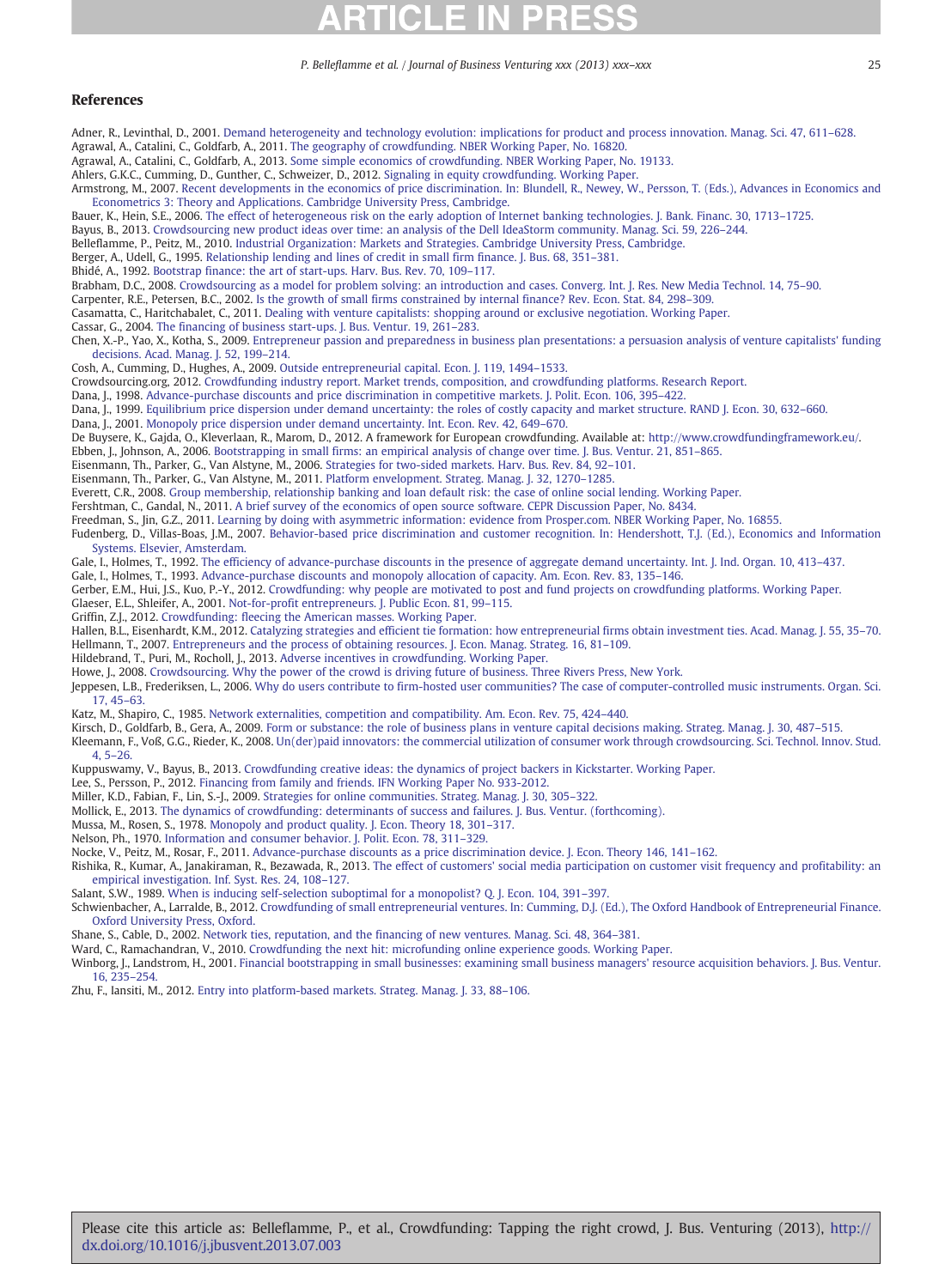## References

Adner, R., Levinthal, D., 2001. Demand heterogeneity and technology evolution: implications for product and process innovation. Manag. Sci. 47, 611–628.

Agrawal, A., Catalini, C., Goldfarb, A., 2011. The geography of crowdfunding. NBER Working Paper, No. 16820.

Agrawal, A., Catalini, C., Goldfarb, A., 2013. Some simple economics of crowdfunding. NBER Working Paper, No. 19133.

Ahlers, G.K.C., Cumming, D., Gunther, C., Schweizer, D., 2012. Signaling in equity crowdfunding. Working Paper.

Armstrong, M., 2007. Recent developments in the economics of price discrimination. In: Blundell, R., Newey, W., Persson, T. (Eds.), Advances in Economics and Econometrics 3: Theory and Applications. Cambridge University Press, Cambridge.

Bauer, K., Hein, S.E., 2006. The effect of heterogeneous risk on the early adoption of Internet banking technologies. J. Bank. Financ. 30, 1713–1725.

Bayus, B., 2013. Crowdsourcing new product ideas over time: an analysis of the Dell IdeaStorm community. Manag. Sci. 59, 226–244.

Belleflamme, P., Peitz, M., 2010. Industrial Organization: Markets and Strategies. Cambridge University Press, Cambridge.

Berger, A., Udell, G., 1995. Relationship lending and lines of credit in small firm finance. J. Bus. 68, 351–381.

Bhidé, A., 1992. Bootstrap finance: the art of start-ups. Harv. Bus. Rev. 70, 109–117.

Brabham, D.C., 2008. Crowdsourcing as a model for problem solving: an introduction and cases. Converg. Int. J. Res. New Media Technol. 14, 75–90.

Carpenter, R.E., Petersen, B.C., 2002. Is the growth of small firms constrained by internal finance? Rev. Econ. Stat. 84, 298–309.

Casamatta, C., Haritchabalet, C., 2011. Dealing with venture capitalists: shopping around or exclusive negotiation. Working Paper.

Cassar, G., 2004. The financing of business start-ups. J. Bus. Ventur. 19, 261–283.

Chen, X.-P., Yao, X., Kotha, S., 2009. Entrepreneur passion and preparedness in business plan presentations: a persuasion analysis of venture capitalists' funding decisions. Acad. Manag. J. 52, 199–214.

Cosh, A., Cumming, D., Hughes, A., 2009. Outside entrepreneurial capital. Econ. J. 119, 1494–1533.

Crowdsourcing.org, 2012. Crowdfunding industry report. Market trends, composition, and crowdfunding platforms. Research Report.

Dana, J., 1998. Advance-purchase discounts and price discrimination in competitive markets. J. Polit. Econ. 106, 395–422.

Dana, J., 1999. Equilibrium price dispersion under demand uncertainty: the roles of costly capacity and market structure. RAND J. Econ. 30, 632–660.

Dana, J., 2001. Monopoly price dispersion under demand uncertainty. Int. Econ. Rev. 42, 649–670.

De Buysere, K., Gajda, O., Kleverlaan, R., Marom, D., 2012. A framework for European crowdfunding. Available at: http://www.crowdfundingframework.eu/.

Ebben, J., Johnson, A., 2006. Bootstrapping in small firms: an empirical analysis of change over time. J. Bus. Ventur. 21, 851–865.

Eisenmann, Th., Parker, G., Van Alstyne, M., 2006. Strategies for two-sided markets. Harv. Bus. Rev. 84, 92–101.

Eisenmann, Th., Parker, G., Van Alstyne, M., 2011. Platform envelopment. Strateg. Manag. J. 32, 1270–1285.

Everett, C.R., 2008. Group membership, relationship banking and loan default risk: the case of online social lending. Working Paper.

Fershtman, C., Gandal, N., 2011. A brief survey of the economics of open source software. CEPR Discussion Paper, No. 8434.

Freedman, S., Jin, G.Z., 2011. Learning by doing with asymmetric information: evidence from Prosper.com. NBER Working Paper, No. 16855.

Fudenberg, D., Villas-Boas, J.M., 2007. Behavior-based price discrimination and customer recognition. In: Hendershott, T.J. (Ed.), Economics and Information Systems. Elsevier, Amsterdam.

Gale, I., Holmes, T., 1992. The efficiency of advance-purchase discounts in the presence of aggregate demand uncertainty. Int. J. Ind. Organ. 10, 413–437.

Gale, I., Holmes, T., 1993. Advance-purchase discounts and monopoly allocation of capacity. Am. Econ. Rev. 83, 135–146.

Gerber, E.M., Hui, J.S., Kuo, P.-Y., 2012. Crowdfunding: why people are motivated to post and fund projects on crowdfunding platforms. Working Paper.

Glaeser, E.L., Shleifer, A., 2001. Not-for-profit entrepreneurs. J. Public Econ. 81, 99–115.

Griffin, Z.J., 2012. Crowdfunding: fleecing the American masses. Working Paper.

Hallen, B.L., Eisenhardt, K.M., 2012. Catalyzing strategies and efficient tie formation: how entrepreneurial firms obtain investment ties. Acad. Manag. J. 55, 35–70.

Hellmann, T., 2007. Entrepreneurs and the process of obtaining resources. J. Econ. Manag. Strateg. 16, 81–109.

Hildebrand, T., Puri, M., Rocholl, J., 2013. Adverse incentives in crowdfunding. Working Paper.

Howe, J., 2008. Crowdsourcing. Why the power of the crowd is driving future of business. Three Rivers Press, New York.

Jeppesen, L.B., Frederiksen, L., 2006. Why do users contribute to firm-hosted user communities? The case of computer-controlled music instruments. Organ. Sci. 17, 45–63.

Katz, M., Shapiro, C., 1985. Network externalities, competition and compatibility. Am. Econ. Rev. 75, 424–440.

Kirsch, D., Goldfarb, B., Gera, A., 2009. Form or substance: the role of business plans in venture capital decisions making. Strateg. Manag. J. 30, 487–515.

Kleemann, F., Voß, G.G., Rieder, K., 2008. Un(der)paid innovators: the commercial utilization of consumer work through crowdsourcing. Sci. Technol. Innov. Stud. 4, 5–26.

Kuppuswamy, V., Bayus, B., 2013. Crowdfunding creative ideas: the dynamics of project backers in Kickstarter. Working Paper.

Lee, S., Persson, P., 2012. Financing from family and friends. IFN Working Paper No. 933-2012.

Miller, K.D., Fabian, F., Lin, S.-J., 2009. Strategies for online communities. Strateg. Manag. J. 30, 305–322.

Mollick, E., 2013. The dynamics of crowdfunding: determinants of success and failures. J. Bus. Ventur. (forthcoming).

Mussa, M., Rosen, S., 1978. Monopoly and product quality. J. Econ. Theory 18, 301–317.

Nelson, Ph., 1970. Information and consumer behavior. J. Polit. Econ. 78, 311–329.

Nocke, V., Peitz, M., Rosar, F., 2011. Advance-purchase discounts as a price discrimination device. J. Econ. Theory 146, 141–162.

Rishika, R., Kumar, A., Janakiraman, R., Bezawada, R., 2013. The effect of customers' social media participation on customer visit frequency and profitability: an empirical investigation. Inf. Syst. Res. 24, 108–127.

Salant, S.W., 1989. When is inducing self-selection suboptimal for a monopolist? Q. J. Econ. 104, 391–397.

Schwienbacher, A., Larralde, B., 2012. Crowdfunding of small entrepreneurial ventures. In: Cumming, D.J. (Ed.), The Oxford Handbook of Entrepreneurial Finance. Oxford University Press, Oxford.

Shane, S., Cable, D., 2002. Network ties, reputation, and the financing of new ventures. Manag. Sci. 48, 364–381.

Ward, C., Ramachandran, V., 2010. Crowdfunding the next hit: microfunding online experience goods. Working Paper.

Winborg, J., Landstrom, H., 2001. Financial bootstrapping in small businesses: examining small business managers' resource acquisition behaviors. J. Bus. Ventur. 16, 235–254.

Zhu, F., Iansiti, M., 2012. Entry into platform-based markets. Strateg. Manag. J. 33, 88–106.